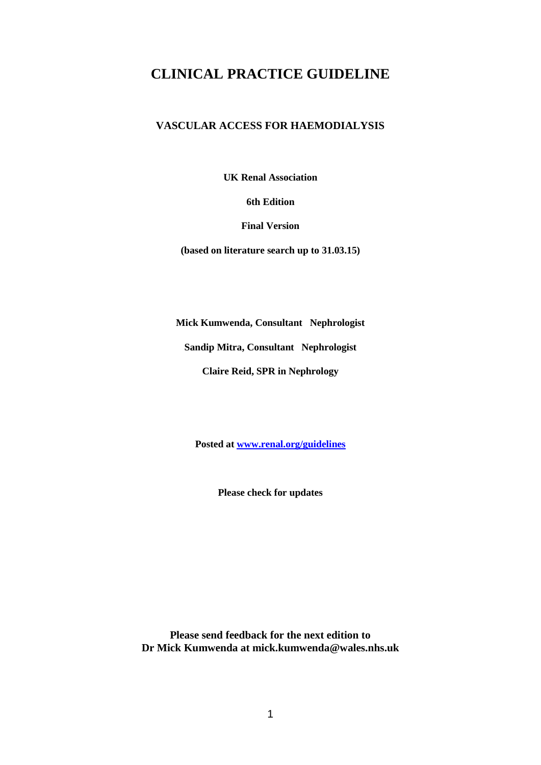# CLINICAL PRACTICE GUIDELINE

## VASCULAR ACCESS FOR HAEMODIALYSIS

**UK Renal Association**

**6th Edition**

**Final Version**

**(based on literature search up to 31.03.15)**

**Mick Kumwenda, Consultant Nephrologist**

**Sandip Mitra, Consultant Nephrologist**

**Claire Reid, SPR in Nephrology**

**Posted at [www.renal.org/guidelines](www.renal.org/guidelines)**

**Please check for updates**

**Please send feedback for the next edition to Dr Mick Kumwenda at mick.kumwenda@wales.nhs.uk**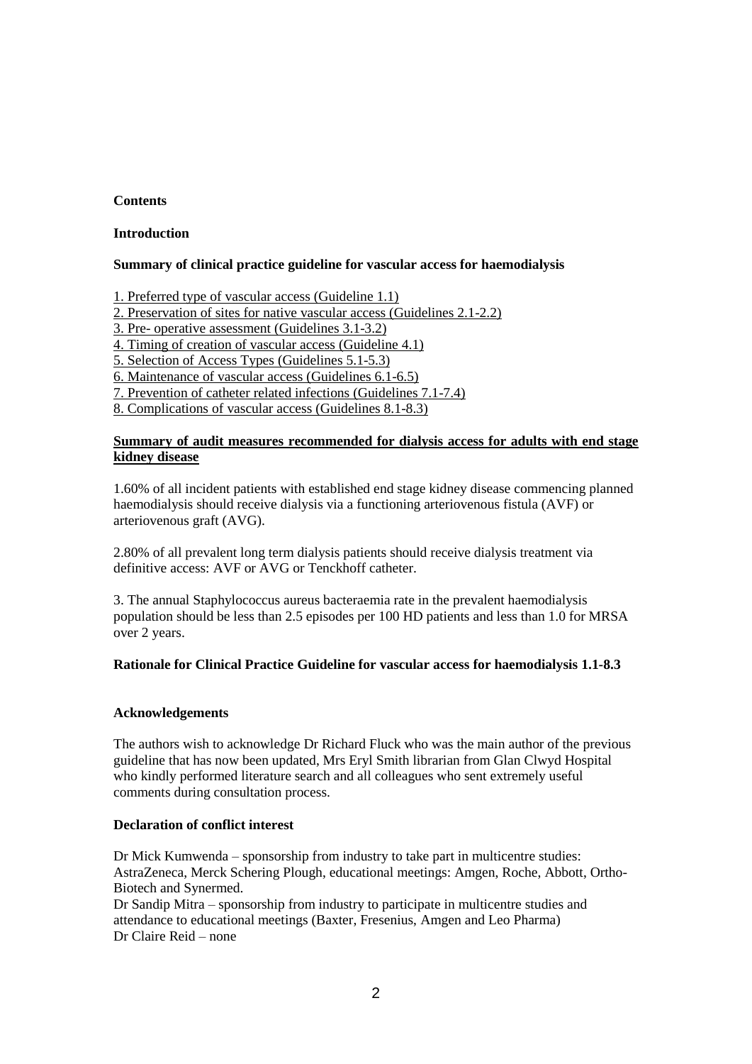**Contents**

**Introduction**

**Summary of clinical practice guideline for vascular access for haemodialysis**

1. Preferred type of vascular access (Guideline 1.1)
2. Preservation of sites for native vascular access (Guidelines 2.1-2.2)
3. Pre- operative assessment (Guidelines 3.1-3.2)
4. Timing of creation of vascular access (Guideline 4.1)
5. Selection of Access Types (Guidelines 5.1-5.3)
6. Maintenance of vascular access (Guidelines 6.1-6.5)
7. Prevention of catheter related infections (Guidelines 7.1-7.4)
8. Complications of vascular access (Guidelines 8.1-8.3)

**Summary of audit measures recommended for dialysis access for adults with end stage kidney disease**

1.60% of all incident patients with established end stage kidney disease commencing planned haemodialysis should receive dialysis via a functioning arteriovenous fistula (AVF) or arteriovenous graft (AVG).

2.80% of all prevalent long term dialysis patients should receive dialysis treatment via definitive access: AVF or AVG or Tenckhoff catheter.

3. The annual Staphylococcus aureus bacteraemia rate in the prevalent haemodialysis population should be less than 2.5 episodes per 100 HD patients and less than 1.0 for MRSA over 2 years.

**Rationale for Clinical Practice Guideline for vascular access for haemodialysis 1.1-8.3**

**Acknowledgements**

The authors wish to acknowledge Dr Richard Fluck who was the main author of the previous guideline that has now been updated, Mrs Eryl Smith librarian from Glan Clwyd Hospital who kindly performed literature search and all colleagues who sent extremely useful comments during consultation process.

**Declaration of conflict interest**

Dr Mick Kumwenda – sponsorship from industry to take part in multicentre studies: AstraZeneca, Merck Schering Plough, educational meetings: Amgen, Roche, Abbott, Ortho-Biotech and Synermed.
Dr Sandip Mitra – sponsorship from industry to participate in multicentre studies and attendance to educational meetings (Baxter, Fresenius, Amgen and Leo Pharma)
Dr Claire Reid – none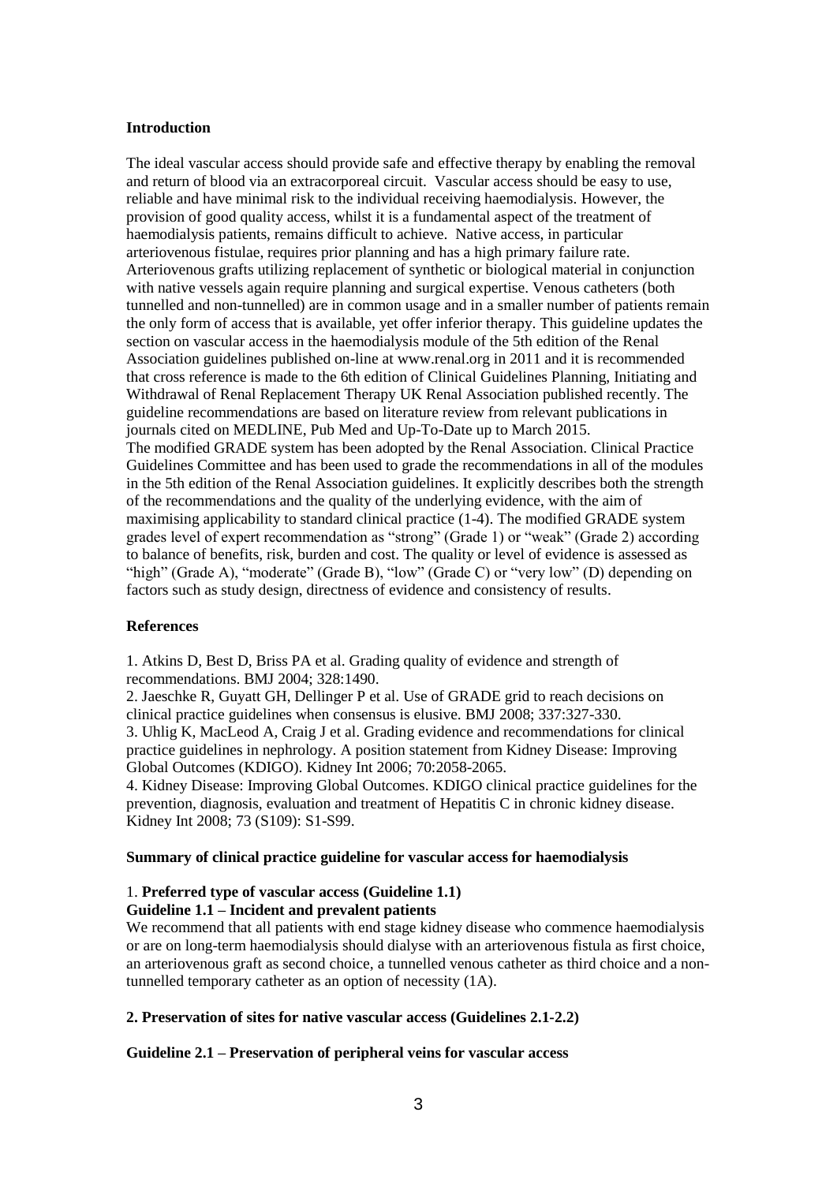**Introduction**

The ideal vascular access should provide safe and effective therapy by enabling the removal and return of blood via an extracorporeal circuit. Vascular access should be easy to use, reliable and have minimal risk to the individual receiving haemodialysis. However, the provision of good quality access, whilst it is a fundamental aspect of the treatment of haemodialysis patients, remains difficult to achieve. Native access, in particular arteriovenous fistulae, requires prior planning and has a high primary failure rate. Arteriovenous grafts utilizing replacement of synthetic or biological material in conjunction with native vessels again require planning and surgical expertise. Venous catheters (both tunnelled and non-tunnelled) are in common usage and in a smaller number of patients remain the only form of access that is available, yet offer inferior therapy. This guideline updates the section on vascular access in the haemodialysis module of the 5th edition of the Renal Association guidelines published on-line at www.renal.org in 2011 and it is recommended that cross reference is made to the 6th edition of Clinical Guidelines Planning, Initiating and Withdrawal of Renal Replacement Therapy UK Renal Association published recently. The guideline recommendations are based on literature review from relevant publications in journals cited on MEDLINE, Pub Med and Up-To-Date up to March 2015.
The modified GRADE system has been adopted by the Renal Association. Clinical Practice Guidelines Committee and has been used to grade the recommendations in all of the modules in the 5th edition of the Renal Association guidelines. It explicitly describes both the strength of the recommendations and the quality of the underlying evidence, with the aim of maximising applicability to standard clinical practice (1-4). The modified GRADE system grades level of expert recommendation as "strong" (Grade 1) or "weak" (Grade 2) according to balance of benefits, risk, burden and cost. The quality or level of evidence is assessed as "high" (Grade A), "moderate" (Grade B), "low" (Grade C) or "very low" (D) depending on factors such as study design, directness of evidence and consistency of results.

**References**

1. Atkins D, Best D, Briss PA et al. Grading quality of evidence and strength of recommendations. BMJ 2004; 328:1490.
2. Jaeschke R, Guyatt GH, Dellinger P et al. Use of GRADE grid to reach decisions on clinical practice guidelines when consensus is elusive. BMJ 2008; 337:327-330.
3. Uhlig K, MacLeod A, Craig J et al. Grading evidence and recommendations for clinical practice guidelines in nephrology. A position statement from Kidney Disease: Improving Global Outcomes (KDIGO). Kidney Int 2006; 70:2058-2065.
4. Kidney Disease: Improving Global Outcomes. KDIGO clinical practice guidelines for the prevention, diagnosis, evaluation and treatment of Hepatitis C in chronic kidney disease. Kidney Int 2008; 73 (S109): S1-S99.

**Summary of clinical practice guideline for vascular access for haemodialysis**

1. **Preferred type of vascular access (Guideline 1.1)**

**Guideline 1.1 – Incident and prevalent patients**

We recommend that all patients with end stage kidney disease who commence haemodialysis or are on long-term haemodialysis should dialyse with an arteriovenous fistula as first choice, an arteriovenous graft as second choice, a tunnelled venous catheter as third choice and a non-tunnelled temporary catheter as an option of necessity (1A).

**2. Preservation of sites for native vascular access (Guidelines 2.1-2.2)**

**Guideline 2.1 – Preservation of peripheral veins for vascular access**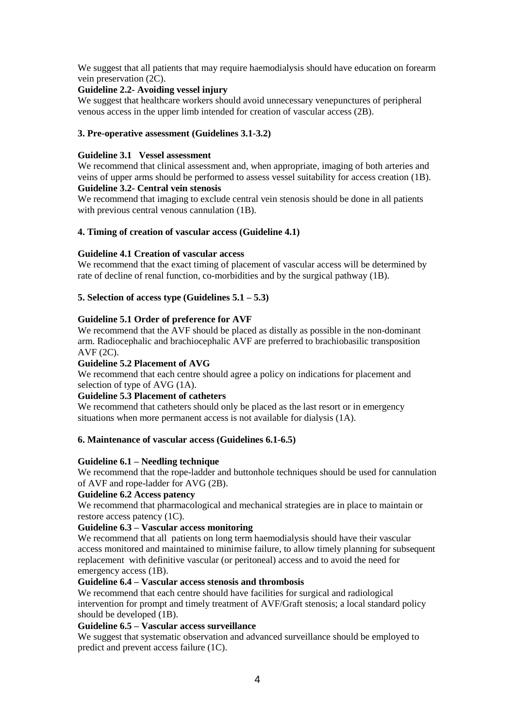We suggest that all patients that may require haemodialysis should have education on forearm vein preservation (2C).

**Guideline 2.2- Avoiding vessel injury**

We suggest that healthcare workers should avoid unnecessary venepunctures of peripheral venous access in the upper limb intended for creation of vascular access (2B).

**3. Pre-operative assessment (Guidelines 3.1-3.2)**

**Guideline 3.1 Vessel assessment**

We recommend that clinical assessment and, when appropriate, imaging of both arteries and veins of upper arms should be performed to assess vessel suitability for access creation (1B).

**Guideline 3.2- Central vein stenosis**

We recommend that imaging to exclude central vein stenosis should be done in all patients with previous central venous cannulation (1B).

**4. Timing of creation of vascular access (Guideline 4.1)**

**Guideline 4.1 Creation of vascular access**

We recommend that the exact timing of placement of vascular access will be determined by rate of decline of renal function, co-morbidities and by the surgical pathway (1B).

**5. Selection of access type (Guidelines 5.1 – 5.3)**

**Guideline 5.1 Order of preference for AVF**

We recommend that the AVF should be placed as distally as possible in the non-dominant arm. Radiocephalic and brachiocephalic AVF are preferred to brachiobasilic transposition AVF (2C).

**Guideline 5.2 Placement of AVG**

We recommend that each centre should agree a policy on indications for placement and selection of type of AVG (1A).

**Guideline 5.3 Placement of catheters**

We recommend that catheters should only be placed as the last resort or in emergency situations when more permanent access is not available for dialysis (1A).

**6. Maintenance of vascular access (Guidelines 6.1-6.5)**

**Guideline 6.1 – Needling technique**

We recommend that the rope-ladder and buttonhole techniques should be used for cannulation of AVF and rope-ladder for AVG (2B).

**Guideline 6.2 Access patency**

We recommend that pharmacological and mechanical strategies are in place to maintain or restore access patency (1C).

**Guideline 6.3 – Vascular access monitoring**

We recommend that all patients on long term haemodialysis should have their vascular access monitored and maintained to minimise failure, to allow timely planning for subsequent replacement with definitive vascular (or peritoneal) access and to avoid the need for emergency access (1B).

**Guideline 6.4 – Vascular access stenosis and thrombosis**

We recommend that each centre should have facilities for surgical and radiological intervention for prompt and timely treatment of AVF/Graft stenosis; a local standard policy should be developed (1B).

**Guideline 6.5 – Vascular access surveillance**

We suggest that systematic observation and advanced surveillance should be employed to predict and prevent access failure (1C).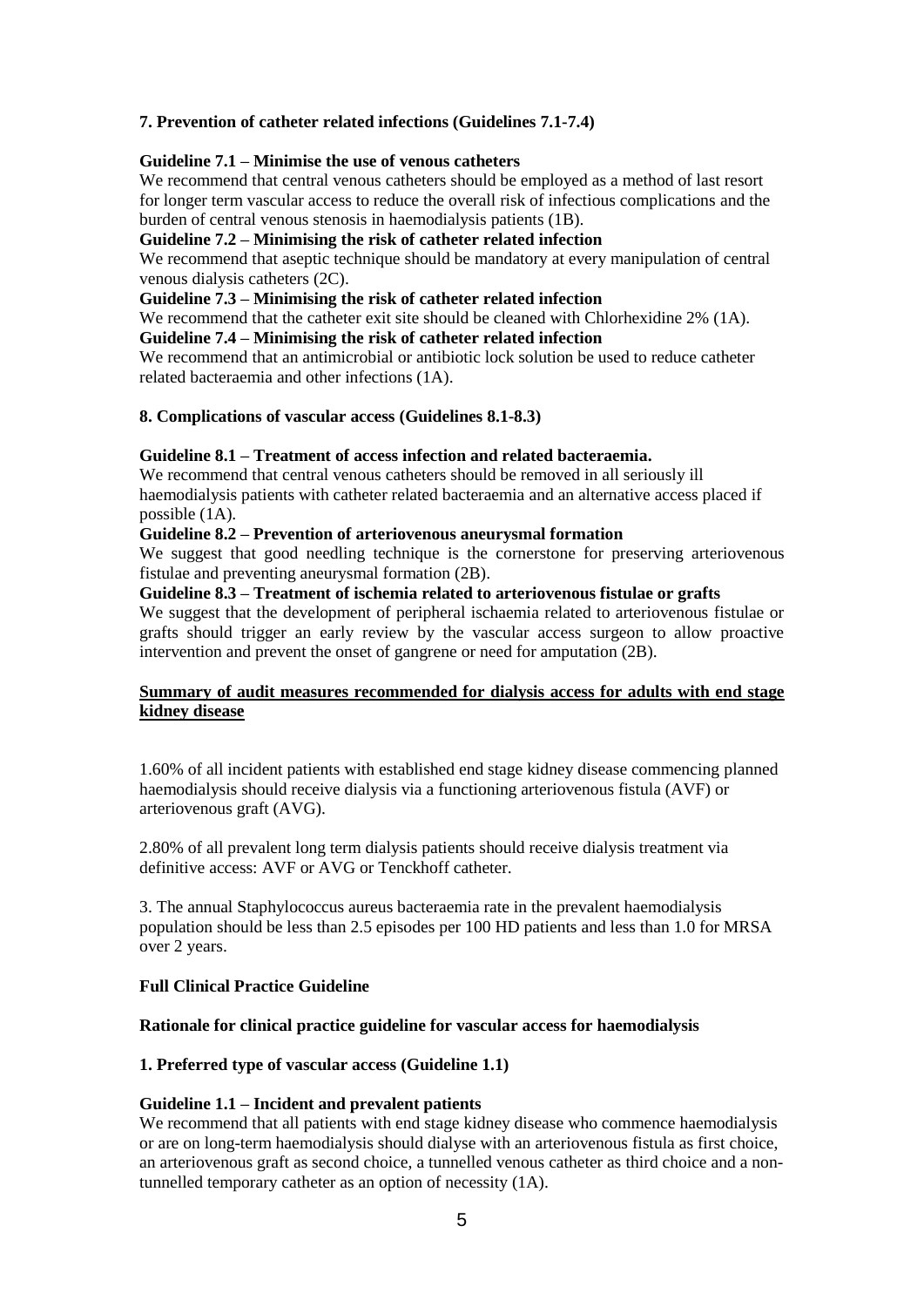**7. Prevention of catheter related infections (Guidelines 7.1-7.4)**

**Guideline 7.1 – Minimise the use of venous catheters**
We recommend that central venous catheters should be employed as a method of last resort for longer term vascular access to reduce the overall risk of infectious complications and the burden of central venous stenosis in haemodialysis patients (1B).

**Guideline 7.2 – Minimising the risk of catheter related infection**
We recommend that aseptic technique should be mandatory at every manipulation of central venous dialysis catheters (2C).

**Guideline 7.3 – Minimising the risk of catheter related infection**
We recommend that the catheter exit site should be cleaned with Chlorhexidine 2% (1A).

**Guideline 7.4 – Minimising the risk of catheter related infection**
We recommend that an antimicrobial or antibiotic lock solution be used to reduce catheter related bacteraemia and other infections (1A).

**8. Complications of vascular access (Guidelines 8.1-8.3)**

**Guideline 8.1 – Treatment of access infection and related bacteraemia.**
We recommend that central venous catheters should be removed in all seriously ill haemodialysis patients with catheter related bacteraemia and an alternative access placed if possible (1A).

**Guideline 8.2 – Prevention of arteriovenous aneurysmal formation**
We suggest that good needling technique is the cornerstone for preserving arteriovenous fistulae and preventing aneurysmal formation (2B).

**Guideline 8.3 – Treatment of ischemia related to arteriovenous fistulae or grafts**
We suggest that the development of peripheral ischaemia related to arteriovenous fistulae or grafts should trigger an early review by the vascular access surgeon to allow proactive intervention and prevent the onset of gangrene or need for amputation (2B).

**Summary of audit measures recommended for dialysis access for adults with end stage kidney disease**

1.60% of all incident patients with established end stage kidney disease commencing planned haemodialysis should receive dialysis via a functioning arteriovenous fistula (AVF) or arteriovenous graft (AVG).

2.80% of all prevalent long term dialysis patients should receive dialysis treatment via definitive access: AVF or AVG or Tenckhoff catheter.

3. The annual Staphylococcus aureus bacteraemia rate in the prevalent haemodialysis population should be less than 2.5 episodes per 100 HD patients and less than 1.0 for MRSA over 2 years.

**Full Clinical Practice Guideline**

**Rationale for clinical practice guideline for vascular access for haemodialysis**

**1. Preferred type of vascular access (Guideline 1.1)**

**Guideline 1.1 – Incident and prevalent patients**
We recommend that all patients with end stage kidney disease who commence haemodialysis or are on long-term haemodialysis should dialyse with an arteriovenous fistula as first choice, an arteriovenous graft as second choice, a tunnelled venous catheter as third choice and a non-tunnelled temporary catheter as an option of necessity (1A).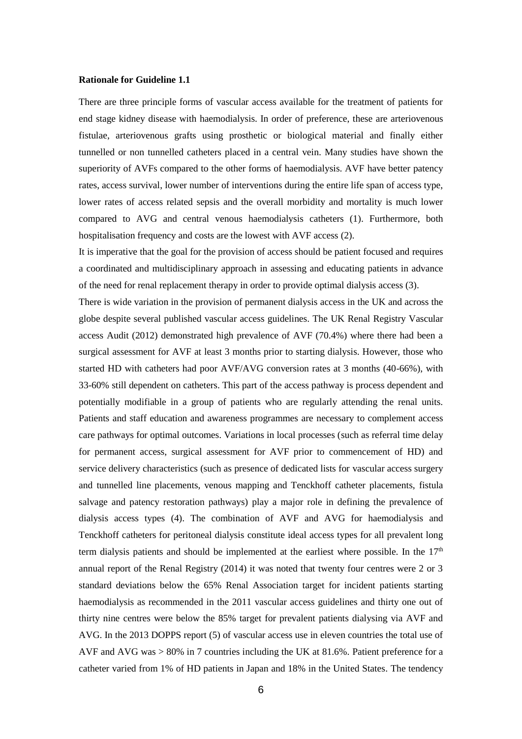**Rationale for Guideline 1.1**

There are three principle forms of vascular access available for the treatment of patients for end stage kidney disease with haemodialysis. In order of preference, these are arteriovenous fistulae, arteriovenous grafts using prosthetic or biological material and finally either tunnelled or non tunnelled catheters placed in a central vein. Many studies have shown the superiority of AVFs compared to the other forms of haemodialysis. AVF have better patency rates, access survival, lower number of interventions during the entire life span of access type, lower rates of access related sepsis and the overall morbidity and mortality is much lower compared to AVG and central venous haemodialysis catheters (1). Furthermore, both hospitalisation frequency and costs are the lowest with AVF access (2).

It is imperative that the goal for the provision of access should be patient focused and requires a coordinated and multidisciplinary approach in assessing and educating patients in advance of the need for renal replacement therapy in order to provide optimal dialysis access (3).

There is wide variation in the provision of permanent dialysis access in the UK and across the globe despite several published vascular access guidelines. The UK Renal Registry Vascular access Audit (2012) demonstrated high prevalence of AVF (70.4%) where there had been a surgical assessment for AVF at least 3 months prior to starting dialysis. However, those who started HD with catheters had poor AVF/AVG conversion rates at 3 months (40-66%), with 33-60% still dependent on catheters. This part of the access pathway is process dependent and potentially modifiable in a group of patients who are regularly attending the renal units. Patients and staff education and awareness programmes are necessary to complement access care pathways for optimal outcomes. Variations in local processes (such as referral time delay for permanent access, surgical assessment for AVF prior to commencement of HD) and service delivery characteristics (such as presence of dedicated lists for vascular access surgery and tunnelled line placements, venous mapping and Tenckhoff catheter placements, fistula salvage and patency restoration pathways) play a major role in defining the prevalence of dialysis access types (4). The combination of AVF and AVG for haemodialysis and Tenckhoff catheters for peritoneal dialysis constitute ideal access types for all prevalent long term dialysis patients and should be implemented at the earliest where possible. In the 17th annual report of the Renal Registry (2014) it was noted that twenty four centres were 2 or 3 standard deviations below the 65% Renal Association target for incident patients starting haemodialysis as recommended in the 2011 vascular access guidelines and thirty one out of thirty nine centres were below the 85% target for prevalent patients dialysing via AVF and AVG. In the 2013 DOPPS report (5) of vascular access use in eleven countries the total use of AVF and AVG was > 80% in 7 countries including the UK at 81.6%. Patient preference for a catheter varied from 1% of HD patients in Japan and 18% in the United States. The tendency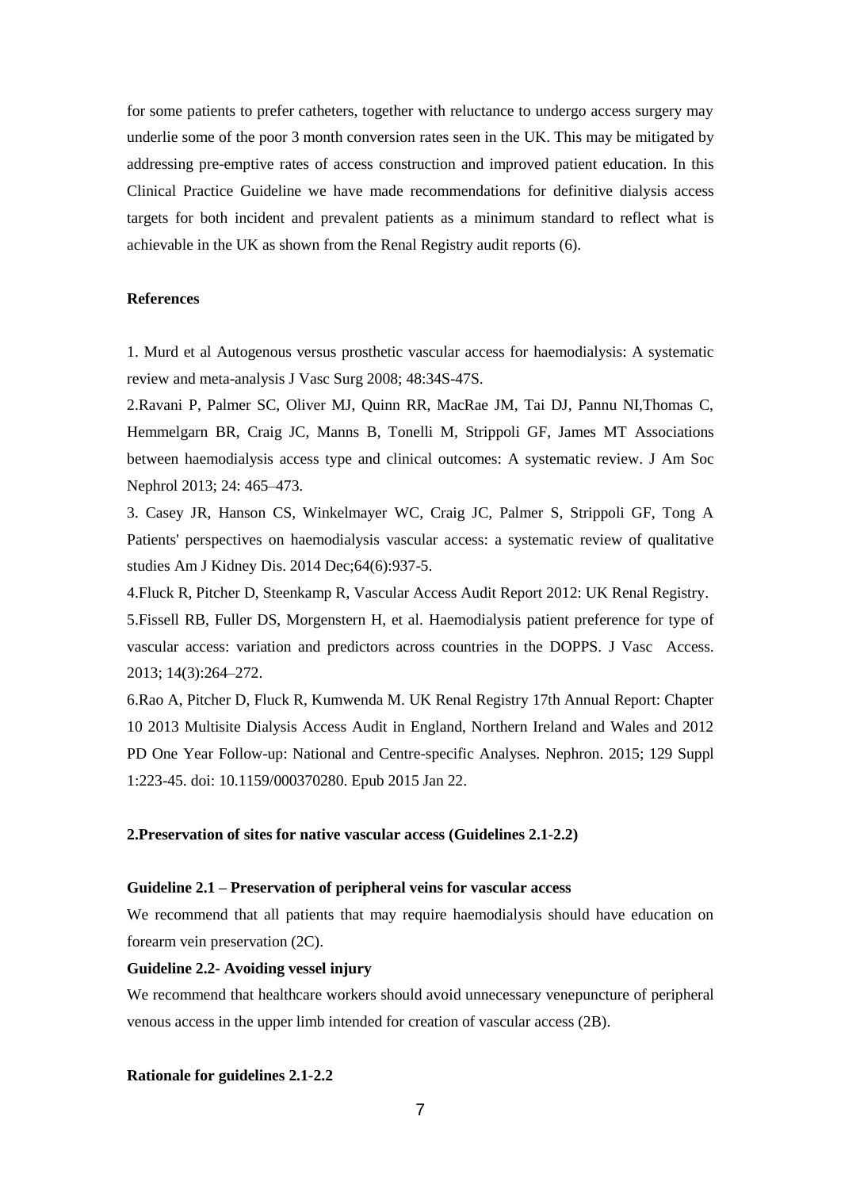for some patients to prefer catheters, together with reluctance to undergo access surgery may underlie some of the poor 3 month conversion rates seen in the UK. This may be mitigated by addressing pre-emptive rates of access construction and improved patient education. In this Clinical Practice Guideline we have made recommendations for definitive dialysis access targets for both incident and prevalent patients as a minimum standard to reflect what is achievable in the UK as shown from the Renal Registry audit reports (6).

**References**

1. Murd et al Autogenous versus prosthetic vascular access for haemodialysis: A systematic review and meta-analysis J Vasc Surg 2008; 48:34S-47S.
2. Ravani P, Palmer SC, Oliver MJ, Quinn RR, MacRae JM, Tai DJ, Pannu NI, Thomas C, Hemmelgarn BR, Craig JC, Manns B, Tonelli M, Strippoli GF, James MT Associations between haemodialysis access type and clinical outcomes: A systematic review. J Am Soc Nephrol 2013; 24: 465–473.
3. Casey JR, Hanson CS, Winkelmayer WC, Craig JC, Palmer S, Strippoli GF, Tong A Patients' perspectives on haemodialysis vascular access: a systematic review of qualitative studies Am J Kidney Dis. 2014 Dec;64(6):937-5.
4. Fluck R, Pitcher D, Steenkamp R, Vascular Access Audit Report 2012: UK Renal Registry.
5. Fissell RB, Fuller DS, Morgenstern H, et al. Haemodialysis patient preference for type of vascular access: variation and predictors across countries in the DOPPS. J Vasc Access. 2013; 14(3):264–272.
6. Rao A, Pitcher D, Fluck R, Kumwenda M. UK Renal Registry 17th Annual Report: Chapter 10 2013 Multisite Dialysis Access Audit in England, Northern Ireland and Wales and 2012 PD One Year Follow-up: National and Centre-specific Analyses. Nephron. 2015; 129 Suppl 1:223-45. doi: 10.1159/000370280. Epub 2015 Jan 22.

## 2. Preservation of sites for native vascular access (Guidelines 2.1-2.2)

### Guideline 2.1 – Preservation of peripheral veins for vascular access

We recommend that all patients that may require haemodialysis should have education on forearm vein preservation (2C).

### Guideline 2.2- Avoiding vessel injury

We recommend that healthcare workers should avoid unnecessary venepuncture of peripheral venous access in the upper limb intended for creation of vascular access (2B).

### Rationale for guidelines 2.1-2.2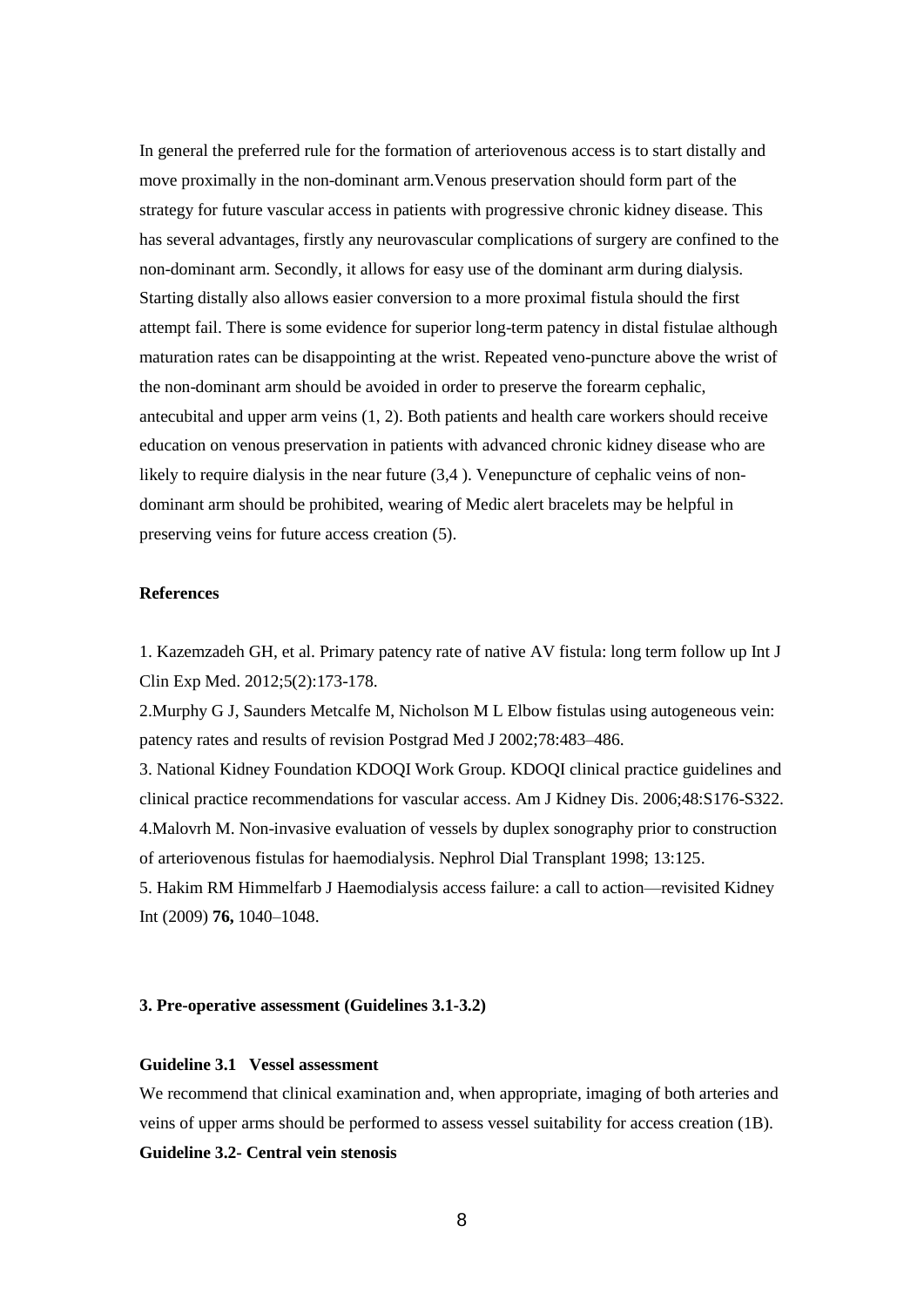In general the preferred rule for the formation of arteriovenous access is to start distally and move proximally in the non-dominant arm.Venous preservation should form part of the strategy for future vascular access in patients with progressive chronic kidney disease. This has several advantages, firstly any neurovascular complications of surgery are confined to the non-dominant arm. Secondly, it allows for easy use of the dominant arm during dialysis. Starting distally also allows easier conversion to a more proximal fistula should the first attempt fail. There is some evidence for superior long-term patency in distal fistulae although maturation rates can be disappointing at the wrist. Repeated veno-puncture above the wrist of the non-dominant arm should be avoided in order to preserve the forearm cephalic, antecubital and upper arm veins (1, 2). Both patients and health care workers should receive education on venous preservation in patients with advanced chronic kidney disease who are likely to require dialysis in the near future (3,4 ). Venepuncture of cephalic veins of non-dominant arm should be prohibited, wearing of Medic alert bracelets may be helpful in preserving veins for future access creation (5).

**References**

1. Kazemzadeh GH, et al. Primary patency rate of native AV fistula: long term follow up Int J Clin Exp Med. 2012;5(2):173-178.

2.Murphy G J, Saunders Metcalfe M, Nicholson M L Elbow fistulas using autogeneous vein: patency rates and results of revision Postgrad Med J 2002;78:483–486.

3. National Kidney Foundation KDOQI Work Group. KDOQI clinical practice guidelines and clinical practice recommendations for vascular access. Am J Kidney Dis. 2006;48:S176-S322.

4.Malovrh M. Non-invasive evaluation of vessels by duplex sonography prior to construction of arteriovenous fistulas for haemodialysis. Nephrol Dial Transplant 1998; 13:125.

5. Hakim RM Himmelfarb J Haemodialysis access failure: a call to action—revisited Kidney Int (2009) **76,** 1040–1048.

## 3. Pre-operative assessment (Guidelines 3.1-3.2)

### Guideline 3.1 Vessel assessment

We recommend that clinical examination and, when appropriate, imaging of both arteries and veins of upper arms should be performed to assess vessel suitability for access creation (1B).

### Guideline 3.2- Central vein stenosis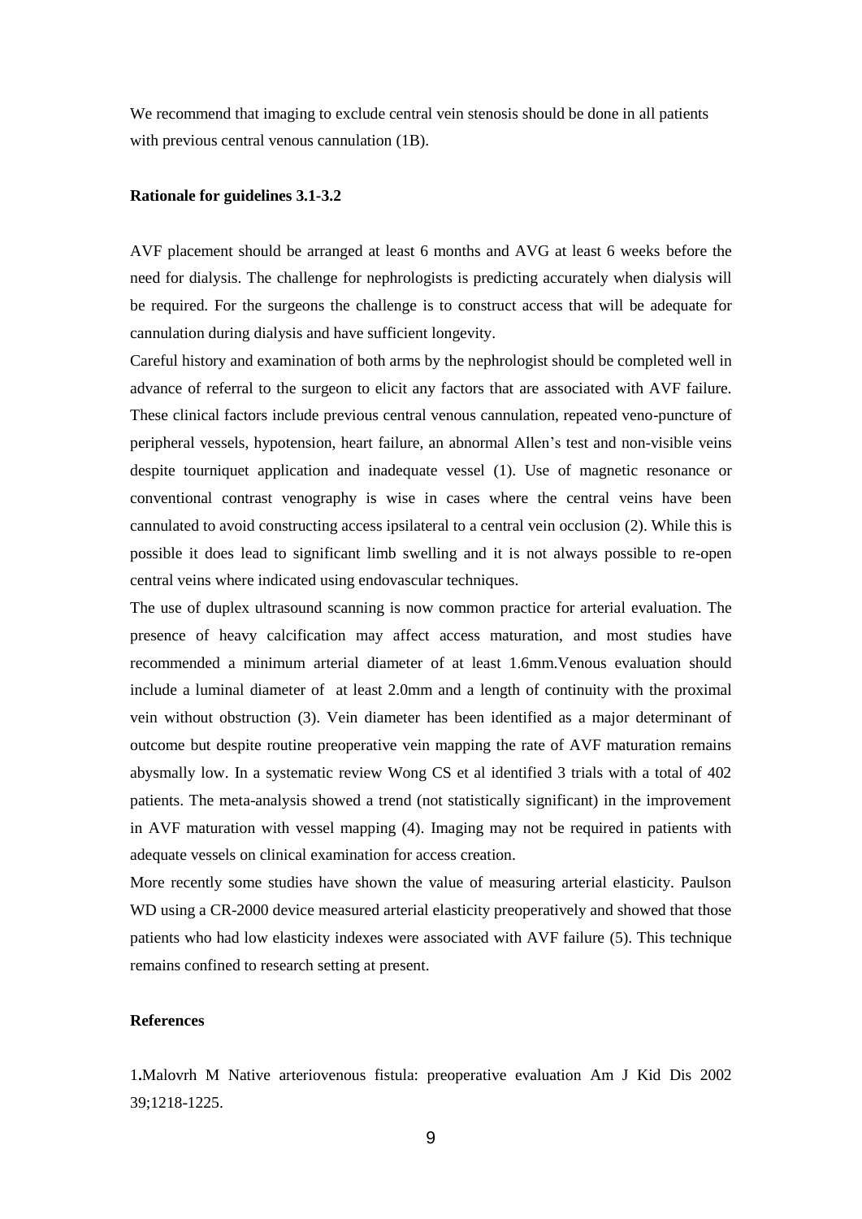We recommend that imaging to exclude central vein stenosis should be done in all patients with previous central venous cannulation (1B).

**Rationale for guidelines 3.1-3.2**

AVF placement should be arranged at least 6 months and AVG at least 6 weeks before the need for dialysis. The challenge for nephrologists is predicting accurately when dialysis will be required. For the surgeons the challenge is to construct access that will be adequate for cannulation during dialysis and have sufficient longevity.

Careful history and examination of both arms by the nephrologist should be completed well in advance of referral to the surgeon to elicit any factors that are associated with AVF failure. These clinical factors include previous central venous cannulation, repeated veno-puncture of peripheral vessels, hypotension, heart failure, an abnormal Allen's test and non-visible veins despite tourniquet application and inadequate vessel (1). Use of magnetic resonance or conventional contrast venography is wise in cases where the central veins have been cannulated to avoid constructing access ipsilateral to a central vein occlusion (2). While this is possible it does lead to significant limb swelling and it is not always possible to re-open central veins where indicated using endovascular techniques.

The use of duplex ultrasound scanning is now common practice for arterial evaluation. The presence of heavy calcification may affect access maturation, and most studies have recommended a minimum arterial diameter of at least 1.6mm.Venous evaluation should include a luminal diameter of at least 2.0mm and a length of continuity with the proximal vein without obstruction (3). Vein diameter has been identified as a major determinant of outcome but despite routine preoperative vein mapping the rate of AVF maturation remains abysmally low. In a systematic review Wong CS et al identified 3 trials with a total of 402 patients. The meta-analysis showed a trend (not statistically significant) in the improvement in AVF maturation with vessel mapping (4). Imaging may not be required in patients with adequate vessels on clinical examination for access creation.

More recently some studies have shown the value of measuring arterial elasticity. Paulson WD using a CR-2000 device measured arterial elasticity preoperatively and showed that those patients who had low elasticity indexes were associated with AVF failure (5). This technique remains confined to research setting at present.

**References**

1**.**Malovrh M Native arteriovenous fistula: preoperative evaluation Am J Kid Dis 2002 39;1218-1225.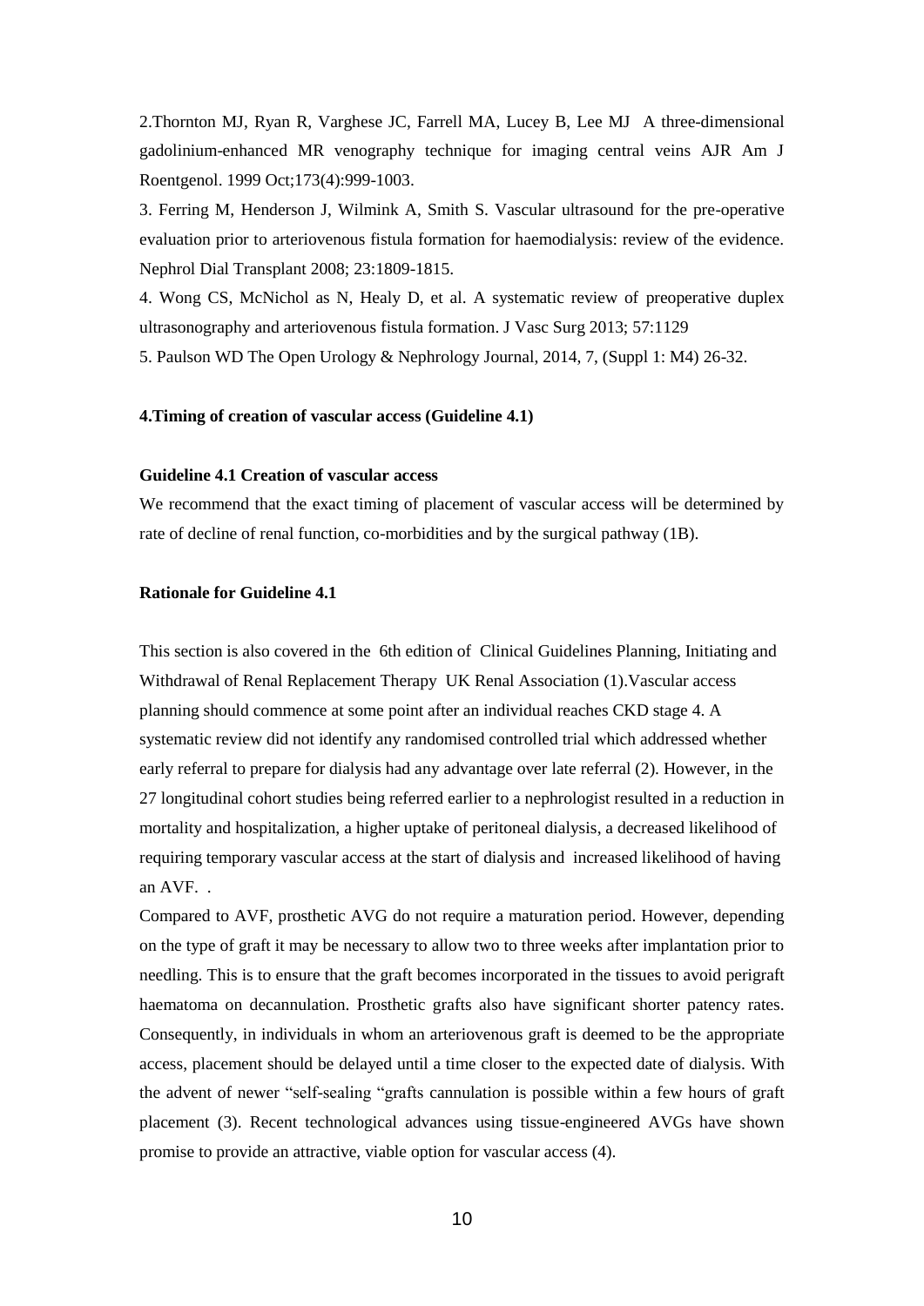2.Thornton MJ, Ryan R, Varghese JC, Farrell MA, Lucey B, Lee MJ A three-dimensional gadolinium-enhanced MR venography technique for imaging central veins AJR Am J Roentgenol. 1999 Oct;173(4):999-1003.

3. Ferring M, Henderson J, Wilmink A, Smith S. Vascular ultrasound for the pre-operative evaluation prior to arteriovenous fistula formation for haemodialysis: review of the evidence. Nephrol Dial Transplant 2008; 23:1809-1815.

4. Wong CS, McNichol as N, Healy D, et al. A systematic review of preoperative duplex ultrasonography and arteriovenous fistula formation. J Vasc Surg 2013; 57:1129

5. Paulson WD The Open Urology & Nephrology Journal, 2014, 7, (Suppl 1: M4) 26-32.

## 4.Timing of creation of vascular access (Guideline 4.1)

### Guideline 4.1 Creation of vascular access

We recommend that the exact timing of placement of vascular access will be determined by rate of decline of renal function, co-morbidities and by the surgical pathway (1B).

### Rationale for Guideline 4.1

This section is also covered in the 6th edition of Clinical Guidelines Planning, Initiating and Withdrawal of Renal Replacement Therapy UK Renal Association (1).Vascular access planning should commence at some point after an individual reaches CKD stage 4. A systematic review did not identify any randomised controlled trial which addressed whether early referral to prepare for dialysis had any advantage over late referral (2). However, in the 27 longitudinal cohort studies being referred earlier to a nephrologist resulted in a reduction in mortality and hospitalization, a higher uptake of peritoneal dialysis, a decreased likelihood of requiring temporary vascular access at the start of dialysis and increased likelihood of having an AVF. .

Compared to AVF, prosthetic AVG do not require a maturation period. However, depending on the type of graft it may be necessary to allow two to three weeks after implantation prior to needling. This is to ensure that the graft becomes incorporated in the tissues to avoid perigraft haematoma on decannulation. Prosthetic grafts also have significant shorter patency rates. Consequently, in individuals in whom an arteriovenous graft is deemed to be the appropriate access, placement should be delayed until a time closer to the expected date of dialysis. With the advent of newer "self-sealing "grafts cannulation is possible within a few hours of graft placement (3). Recent technological advances using tissue-engineered AVGs have shown promise to provide an attractive, viable option for vascular access (4).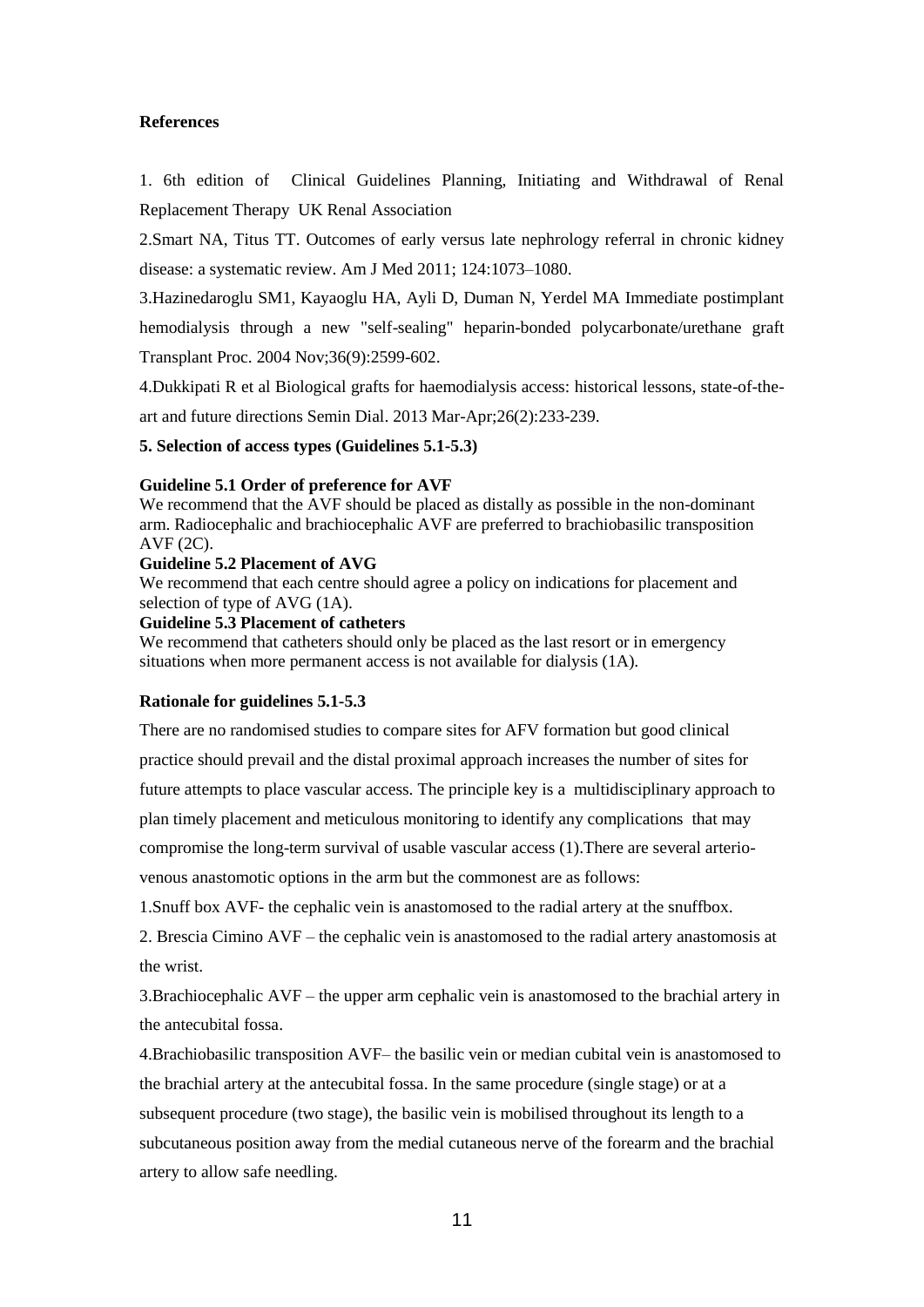**References**

1. 6th edition of Clinical Guidelines Planning, Initiating and Withdrawal of Renal Replacement Therapy UK Renal Association

2.Smart NA, Titus TT. Outcomes of early versus late nephrology referral in chronic kidney disease: a systematic review. Am J Med 2011; 124:1073–1080.

3.Hazinedaroglu SM1, Kayaoglu HA, Ayli D, Duman N, Yerdel MA Immediate postimplant hemodialysis through a new "self-sealing" heparin-bonded polycarbonate/urethane graft Transplant Proc. 2004 Nov;36(9):2599-602.

4.Dukkipati R et al Biological grafts for haemodialysis access: historical lessons, state-of-the-art and future directions Semin Dial. 2013 Mar-Apr;26(2):233-239.

**5. Selection of access types (Guidelines 5.1-5.3)**

**Guideline 5.1 Order of preference for AVF**

We recommend that the AVF should be placed as distally as possible in the non-dominant arm. Radiocephalic and brachiocephalic AVF are preferred to brachiobasilic transposition AVF (2C).

**Guideline 5.2 Placement of AVG**

We recommend that each centre should agree a policy on indications for placement and selection of type of AVG (1A).

**Guideline 5.3 Placement of catheters**

We recommend that catheters should only be placed as the last resort or in emergency situations when more permanent access is not available for dialysis (1A).

**Rationale for guidelines 5.1-5.3**

There are no randomised studies to compare sites for AFV formation but good clinical practice should prevail and the distal proximal approach increases the number of sites for future attempts to place vascular access. The principle key is a multidisciplinary approach to plan timely placement and meticulous monitoring to identify any complications that may compromise the long-term survival of usable vascular access (1).There are several arterio-venous anastomotic options in the arm but the commonest are as follows:

1.Snuff box AVF- the cephalic vein is anastomosed to the radial artery at the snuffbox.

2. Brescia Cimino AVF – the cephalic vein is anastomosed to the radial artery anastomosis at the wrist.

3.Brachiocephalic AVF – the upper arm cephalic vein is anastomosed to the brachial artery in the antecubital fossa.

4.Brachiobasilic transposition AVF– the basilic vein or median cubital vein is anastomosed to the brachial artery at the antecubital fossa. In the same procedure (single stage) or at a subsequent procedure (two stage), the basilic vein is mobilised throughout its length to a subcutaneous position away from the medial cutaneous nerve of the forearm and the brachial artery to allow safe needling.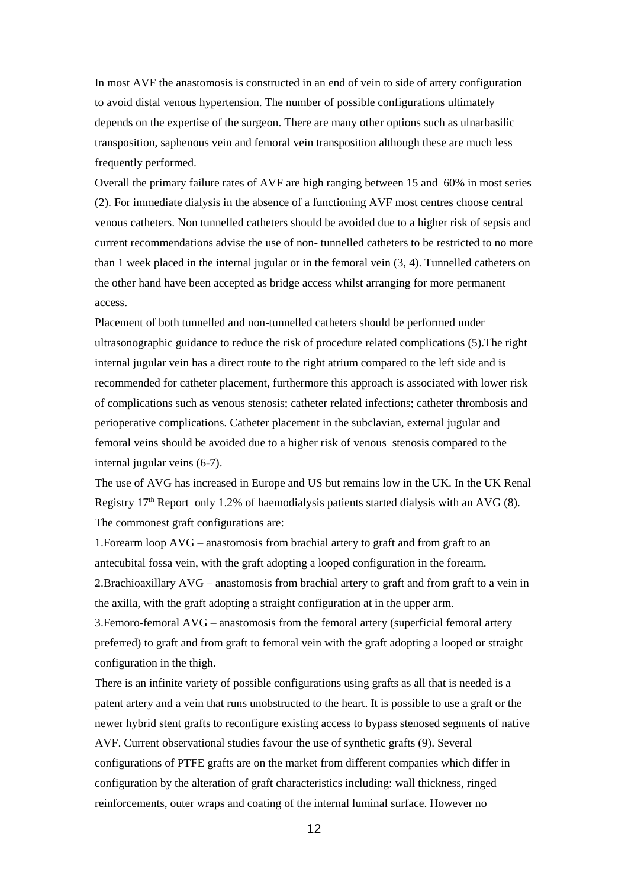In most AVF the anastomosis is constructed in an end of vein to side of artery configuration to avoid distal venous hypertension. The number of possible configurations ultimately depends on the expertise of the surgeon. There are many other options such as ulnarbasilic transposition, saphenous vein and femoral vein transposition although these are much less frequently performed.

Overall the primary failure rates of AVF are high ranging between 15 and 60% in most series (2). For immediate dialysis in the absence of a functioning AVF most centres choose central venous catheters. Non tunnelled catheters should be avoided due to a higher risk of sepsis and current recommendations advise the use of non- tunnelled catheters to be restricted to no more than 1 week placed in the internal jugular or in the femoral vein (3, 4). Tunnelled catheters on the other hand have been accepted as bridge access whilst arranging for more permanent access.

Placement of both tunnelled and non-tunnelled catheters should be performed under ultrasonographic guidance to reduce the risk of procedure related complications (5).The right internal jugular vein has a direct route to the right atrium compared to the left side and is recommended for catheter placement, furthermore this approach is associated with lower risk of complications such as venous stenosis; catheter related infections; catheter thrombosis and perioperative complications. Catheter placement in the subclavian, external jugular and femoral veins should be avoided due to a higher risk of venous stenosis compared to the internal jugular veins (6-7).

The use of AVG has increased in Europe and US but remains low in the UK. In the UK Renal Registry 17th Report only 1.2% of haemodialysis patients started dialysis with an AVG (8). The commonest graft configurations are:

1. Forearm loop AVG – anastomosis from brachial artery to graft and from graft to an antecubital fossa vein, with the graft adopting a looped configuration in the forearm.
2. Brachioaxillary AVG – anastomosis from brachial artery to graft and from graft to a vein in the axilla, with the graft adopting a straight configuration at in the upper arm.
3. Femoro-femoral AVG – anastomosis from the femoral artery (superficial femoral artery preferred) to graft and from graft to femoral vein with the graft adopting a looped or straight configuration in the thigh.

There is an infinite variety of possible configurations using grafts as all that is needed is a patent artery and a vein that runs unobstructed to the heart. It is possible to use a graft or the newer hybrid stent grafts to reconfigure existing access to bypass stenosed segments of native AVF. Current observational studies favour the use of synthetic grafts (9). Several configurations of PTFE grafts are on the market from different companies which differ in configuration by the alteration of graft characteristics including: wall thickness, ringed reinforcements, outer wraps and coating of the internal luminal surface. However no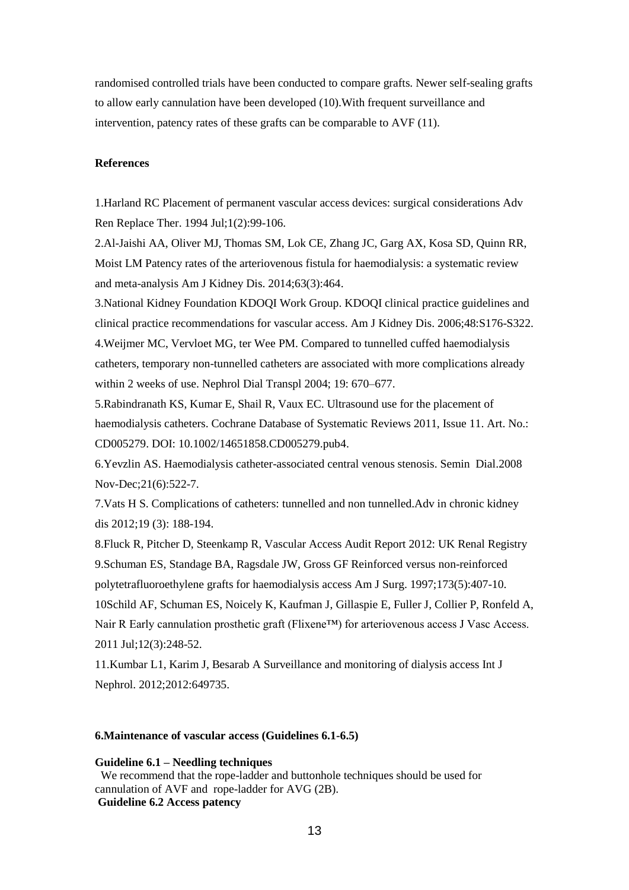randomised controlled trials have been conducted to compare grafts. Newer self-sealing grafts to allow early cannulation have been developed (10).With frequent surveillance and intervention, patency rates of these grafts can be comparable to AVF (11).

**References**

1.Harland RC Placement of permanent vascular access devices: surgical considerations Adv Ren Replace Ther. 1994 Jul;1(2):99-106.

2.Al-Jaishi AA, Oliver MJ, Thomas SM, Lok CE, Zhang JC, Garg AX, Kosa SD, Quinn RR, Moist LM Patency rates of the arteriovenous fistula for haemodialysis: a systematic review and meta-analysis Am J Kidney Dis. 2014;63(3):464.

3.National Kidney Foundation KDOQI Work Group. KDOQI clinical practice guidelines and clinical practice recommendations for vascular access. Am J Kidney Dis. 2006;48:S176-S322.

4.Weijmer MC, Vervloet MG, ter Wee PM. Compared to tunnelled cuffed haemodialysis catheters, temporary non-tunnelled catheters are associated with more complications already within 2 weeks of use. Nephrol Dial Transpl 2004; 19: 670–677.

5.Rabindranath KS, Kumar E, Shail R, Vaux EC. Ultrasound use for the placement of haemodialysis catheters. Cochrane Database of Systematic Reviews 2011, Issue 11. Art. No.: CD005279. DOI: 10.1002/14651858.CD005279.pub4.

6.Yevzlin AS. Haemodialysis catheter-associated central venous stenosis. Semin Dial.2008 Nov-Dec;21(6):522-7.

7.Vats H S. Complications of catheters: tunnelled and non tunnelled.Adv in chronic kidney dis 2012;19 (3): 188-194.

8.Fluck R, Pitcher D, Steenkamp R, Vascular Access Audit Report 2012: UK Renal Registry

9.Schuman ES, Standage BA, Ragsdale JW, Gross GF Reinforced versus non-reinforced polytetrafluoroethylene grafts for haemodialysis access Am J Surg. 1997;173(5):407-10.

10Schild AF, Schuman ES, Noicely K, Kaufman J, Gillaspie E, Fuller J, Collier P, Ronfeld A, Nair R Early cannulation prosthetic graft (Flixene™) for arteriovenous access J Vasc Access. 2011 Jul;12(3):248-52.

11.Kumbar L1, Karim J, Besarab A Surveillance and monitoring of dialysis access Int J Nephrol. 2012;2012:649735.

**6.Maintenance of vascular access (Guidelines 6.1-6.5)**

**Guideline 6.1 – Needling techniques**

We recommend that the rope-ladder and buttonhole techniques should be used for cannulation of AVF and rope-ladder for AVG (2B).

**Guideline 6.2 Access patency**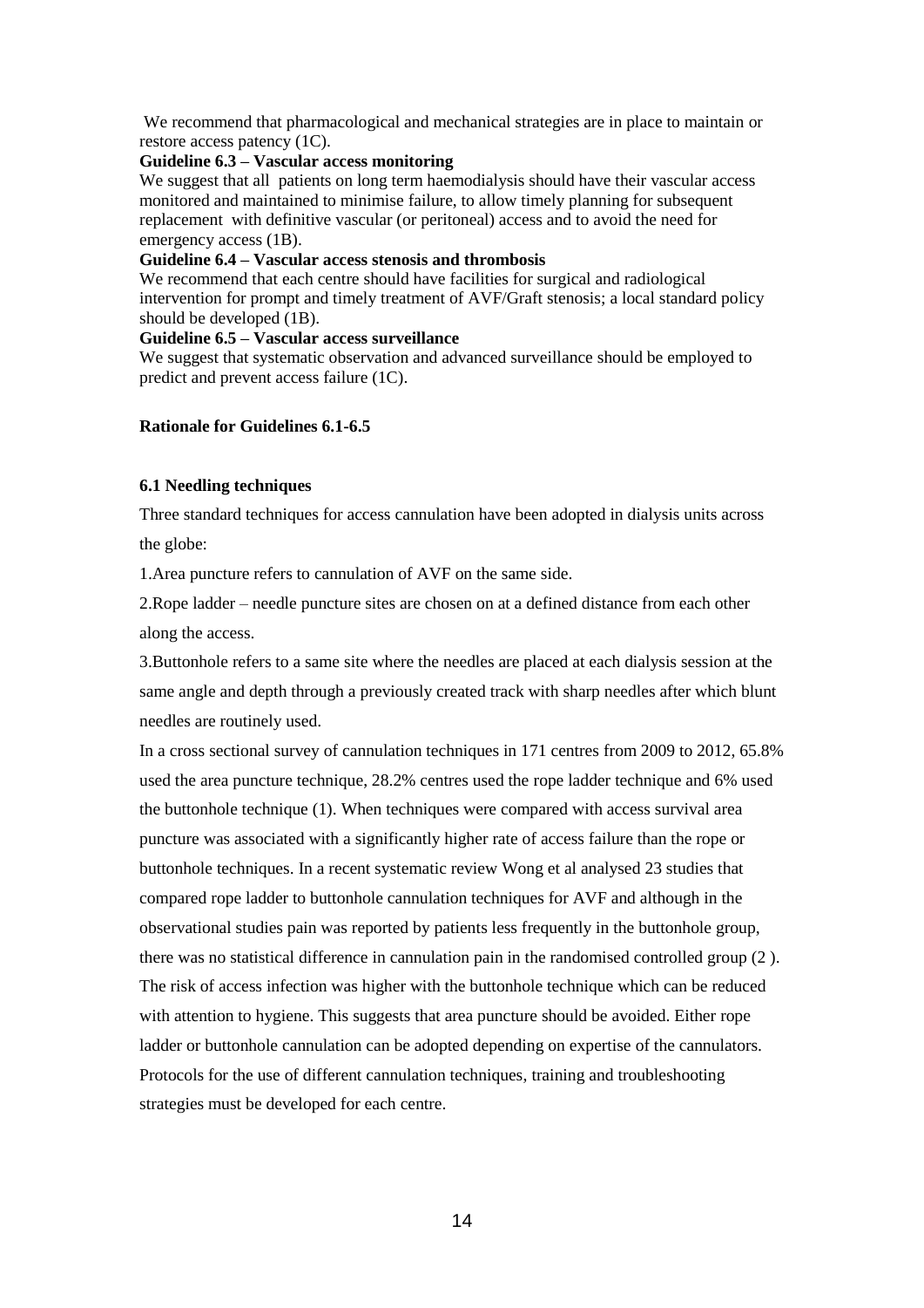We recommend that pharmacological and mechanical strategies are in place to maintain or restore access patency (1C).

**Guideline 6.3 – Vascular access monitoring**

We suggest that all patients on long term haemodialysis should have their vascular access monitored and maintained to minimise failure, to allow timely planning for subsequent replacement with definitive vascular (or peritoneal) access and to avoid the need for emergency access (1B).

**Guideline 6.4 – Vascular access stenosis and thrombosis**

We recommend that each centre should have facilities for surgical and radiological intervention for prompt and timely treatment of AVF/Graft stenosis; a local standard policy should be developed (1B).

**Guideline 6.5 – Vascular access surveillance**

We suggest that systematic observation and advanced surveillance should be employed to predict and prevent access failure (1C).

**Rationale for Guidelines 6.1-6.5**

**6.1 Needling techniques**

Three standard techniques for access cannulation have been adopted in dialysis units across the globe:

1.Area puncture refers to cannulation of AVF on the same side.

2.Rope ladder – needle puncture sites are chosen on at a defined distance from each other along the access.

3.Buttonhole refers to a same site where the needles are placed at each dialysis session at the same angle and depth through a previously created track with sharp needles after which blunt needles are routinely used.

In a cross sectional survey of cannulation techniques in 171 centres from 2009 to 2012, 65.8% used the area puncture technique, 28.2% centres used the rope ladder technique and 6% used the buttonhole technique (1). When techniques were compared with access survival area puncture was associated with a significantly higher rate of access failure than the rope or buttonhole techniques. In a recent systematic review Wong et al analysed 23 studies that compared rope ladder to buttonhole cannulation techniques for AVF and although in the observational studies pain was reported by patients less frequently in the buttonhole group, there was no statistical difference in cannulation pain in the randomised controlled group (2 ). The risk of access infection was higher with the buttonhole technique which can be reduced with attention to hygiene. This suggests that area puncture should be avoided. Either rope ladder or buttonhole cannulation can be adopted depending on expertise of the cannulators. Protocols for the use of different cannulation techniques, training and troubleshooting strategies must be developed for each centre.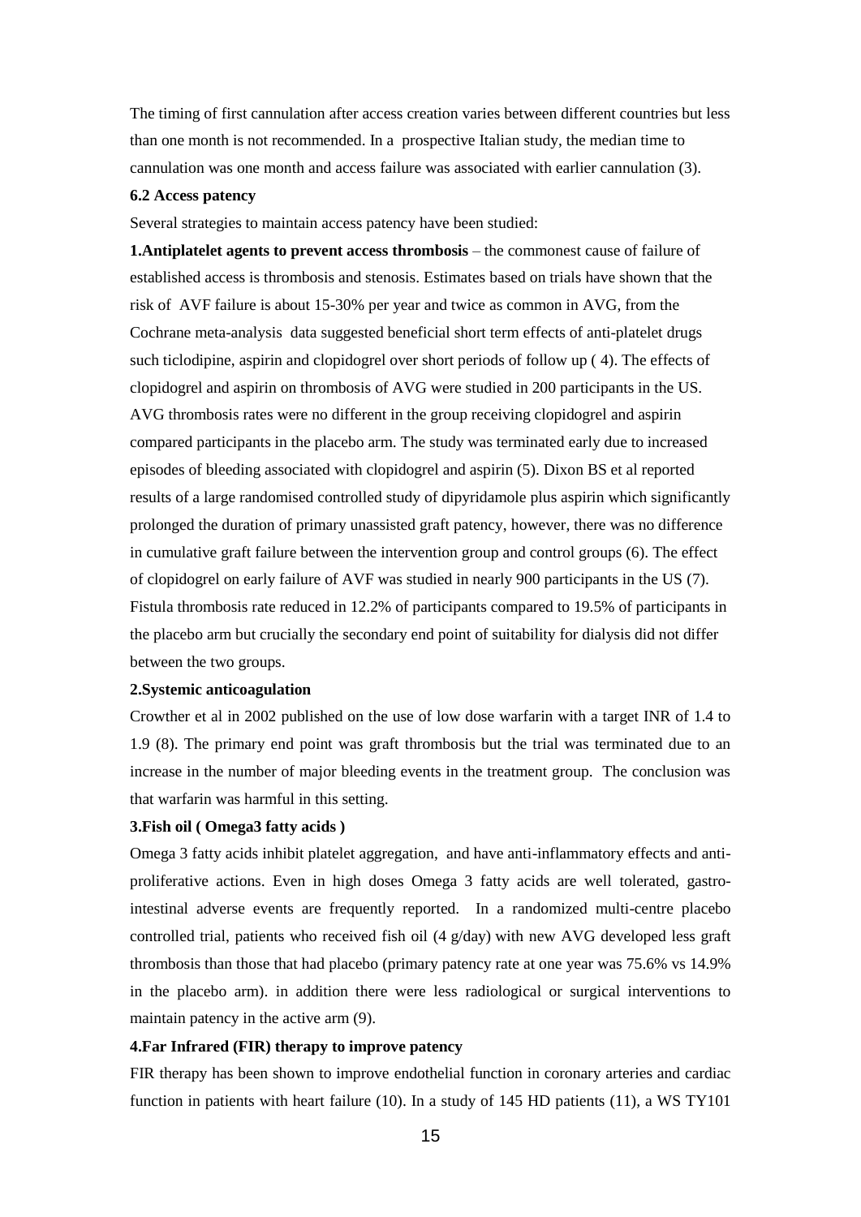The timing of first cannulation after access creation varies between different countries but less than one month is not recommended. In a prospective Italian study, the median time to cannulation was one month and access failure was associated with earlier cannulation (3).

**6.2 Access patency**

Several strategies to maintain access patency have been studied:

**1.Antiplatelet agents to prevent access thrombosis** – the commonest cause of failure of established access is thrombosis and stenosis. Estimates based on trials have shown that the risk of AVF failure is about 15-30% per year and twice as common in AVG, from the Cochrane meta-analysis data suggested beneficial short term effects of anti-platelet drugs such ticlodipine, aspirin and clopidogrel over short periods of follow up ( 4). The effects of clopidogrel and aspirin on thrombosis of AVG were studied in 200 participants in the US. AVG thrombosis rates were no different in the group receiving clopidogrel and aspirin compared participants in the placebo arm. The study was terminated early due to increased episodes of bleeding associated with clopidogrel and aspirin (5). Dixon BS et al reported results of a large randomised controlled study of dipyridamole plus aspirin which significantly prolonged the duration of primary unassisted graft patency, however, there was no difference in cumulative graft failure between the intervention group and control groups (6). The effect of clopidogrel on early failure of AVF was studied in nearly 900 participants in the US (7). Fistula thrombosis rate reduced in 12.2% of participants compared to 19.5% of participants in the placebo arm but crucially the secondary end point of suitability for dialysis did not differ between the two groups.

**2.Systemic anticoagulation**

Crowther et al in 2002 published on the use of low dose warfarin with a target INR of 1.4 to 1.9 (8). The primary end point was graft thrombosis but the trial was terminated due to an increase in the number of major bleeding events in the treatment group. The conclusion was that warfarin was harmful in this setting.

**3.Fish oil ( Omega3 fatty acids )**

Omega 3 fatty acids inhibit platelet aggregation, and have anti-inflammatory effects and anti-proliferative actions. Even in high doses Omega 3 fatty acids are well tolerated, gastro-intestinal adverse events are frequently reported. In a randomized multi-centre placebo controlled trial, patients who received fish oil (4 g/day) with new AVG developed less graft thrombosis than those that had placebo (primary patency rate at one year was 75.6% vs 14.9% in the placebo arm). in addition there were less radiological or surgical interventions to maintain patency in the active arm (9).

**4.Far Infrared (FIR) therapy to improve patency**

FIR therapy has been shown to improve endothelial function in coronary arteries and cardiac function in patients with heart failure (10). In a study of 145 HD patients (11), a WS TY101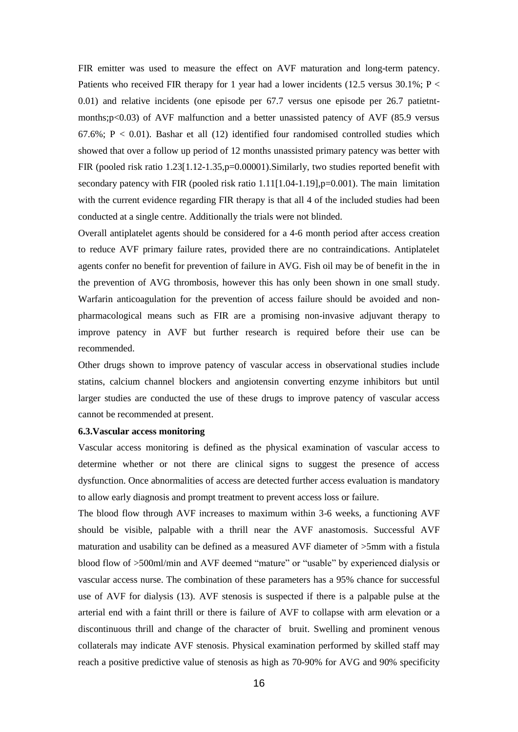FIR emitter was used to measure the effect on AVF maturation and long-term patency. Patients who received FIR therapy for 1 year had a lower incidents (12.5 versus 30.1%; $P < 0.01$) and relative incidents (one episode per 67.7 versus one episode per 26.7 patietnt-months;$p<0.03$) of AVF malfunction and a better unassisted patency of AVF (85.9 versus 67.6%; $P < 0.01$). Bashar et all (12) identified four randomised controlled studies which showed that over a follow up period of 12 months unassisted primary patency was better with FIR (pooled risk ratio 1.23[1.12-1.35,p=0.00001).Similarly, two studies reported benefit with secondary patency with FIR (pooled risk ratio 1.11[1.04-1.19],p=0.001). The main limitation with the current evidence regarding FIR therapy is that all 4 of the included studies had been conducted at a single centre. Additionally the trials were not blinded.

Overall antiplatelet agents should be considered for a 4-6 month period after access creation to reduce AVF primary failure rates, provided there are no contraindications. Antiplatelet agents confer no benefit for prevention of failure in AVG. Fish oil may be of benefit in the in the prevention of AVG thrombosis, however this has only been shown in one small study. Warfarin anticoagulation for the prevention of access failure should be avoided and non-pharmacological means such as FIR are a promising non-invasive adjuvant therapy to improve patency in AVF but further research is required before their use can be recommended.

Other drugs shown to improve patency of vascular access in observational studies include statins, calcium channel blockers and angiotensin converting enzyme inhibitors but until larger studies are conducted the use of these drugs to improve patency of vascular access cannot be recommended at present.

**6.3.Vascular access monitoring**

Vascular access monitoring is defined as the physical examination of vascular access to determine whether or not there are clinical signs to suggest the presence of access dysfunction. Once abnormalities of access are detected further access evaluation is mandatory to allow early diagnosis and prompt treatment to prevent access loss or failure.

The blood flow through AVF increases to maximum within 3-6 weeks, a functioning AVF should be visible, palpable with a thrill near the AVF anastomosis. Successful AVF maturation and usability can be defined as a measured AVF diameter of >5mm with a fistula blood flow of >500ml/min and AVF deemed "mature" or "usable" by experienced dialysis or vascular access nurse. The combination of these parameters has a 95% chance for successful use of AVF for dialysis (13). AVF stenosis is suspected if there is a palpable pulse at the arterial end with a faint thrill or there is failure of AVF to collapse with arm elevation or a discontinuous thrill and change of the character of bruit. Swelling and prominent venous collaterals may indicate AVF stenosis. Physical examination performed by skilled staff may reach a positive predictive value of stenosis as high as 70-90% for AVG and 90% specificity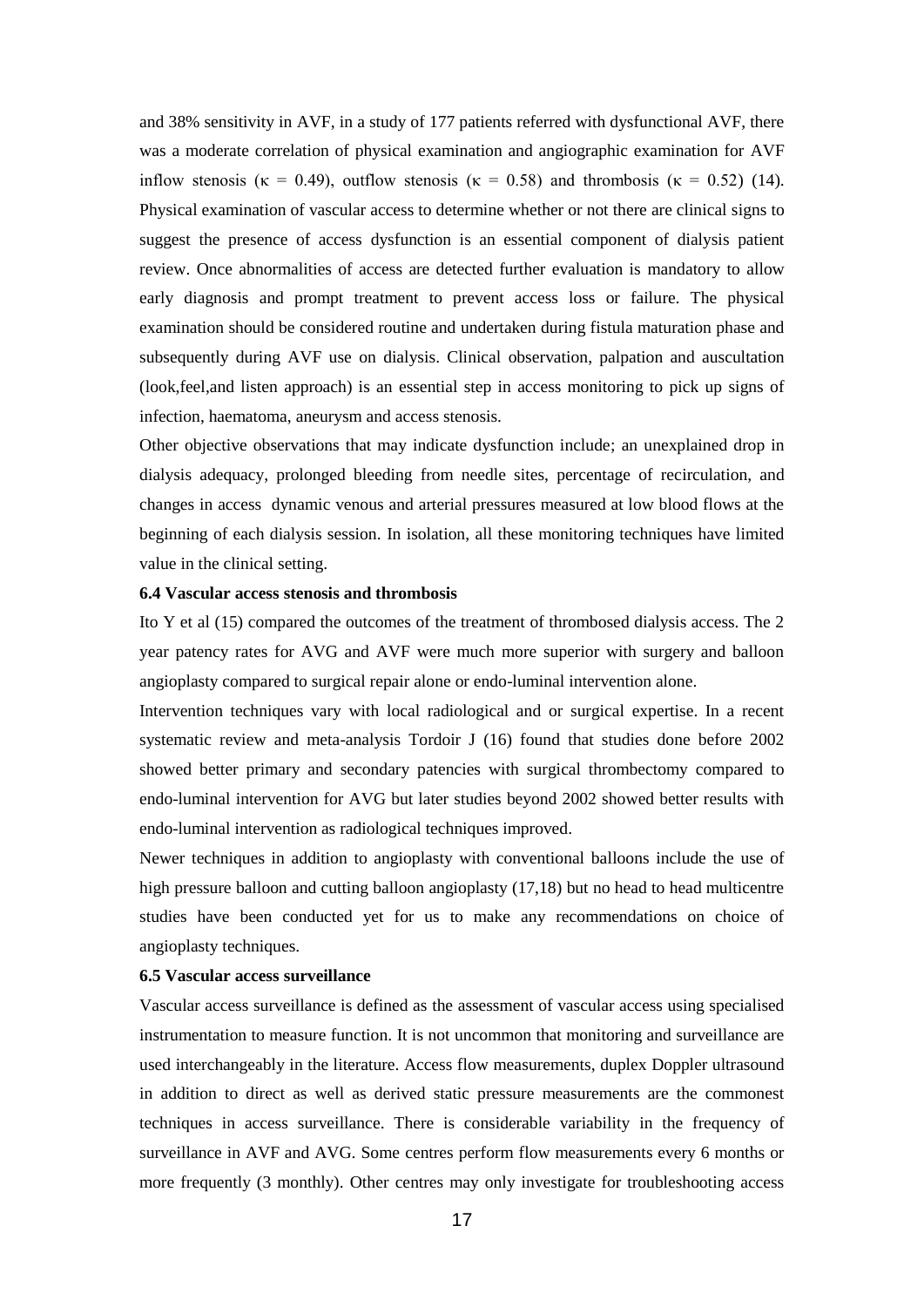and 38% sensitivity in AVF, in a study of 177 patients referred with dysfunctional AVF, there was a moderate correlation of physical examination and angiographic examination for AVF inflow stenosis ($\kappa$ = 0.49), outflow stenosis ($\kappa$ = 0.58) and thrombosis ($\kappa$ = 0.52) (14). Physical examination of vascular access to determine whether or not there are clinical signs to suggest the presence of access dysfunction is an essential component of dialysis patient review. Once abnormalities of access are detected further evaluation is mandatory to allow early diagnosis and prompt treatment to prevent access loss or failure. The physical examination should be considered routine and undertaken during fistula maturation phase and subsequently during AVF use on dialysis. Clinical observation, palpation and auscultation (look,feel,and listen approach) is an essential step in access monitoring to pick up signs of infection, haematoma, aneurysm and access stenosis.

Other objective observations that may indicate dysfunction include; an unexplained drop in dialysis adequacy, prolonged bleeding from needle sites, percentage of recirculation, and changes in access dynamic venous and arterial pressures measured at low blood flows at the beginning of each dialysis session. In isolation, all these monitoring techniques have limited value in the clinical setting.

**6.4 Vascular access stenosis and thrombosis**

Ito Y et al (15) compared the outcomes of the treatment of thrombosed dialysis access. The 2 year patency rates for AVG and AVF were much more superior with surgery and balloon angioplasty compared to surgical repair alone or endo-luminal intervention alone.

Intervention techniques vary with local radiological and or surgical expertise. In a recent systematic review and meta-analysis Tordoir J (16) found that studies done before 2002 showed better primary and secondary patencies with surgical thrombectomy compared to endo-luminal intervention for AVG but later studies beyond 2002 showed better results with endo-luminal intervention as radiological techniques improved.

Newer techniques in addition to angioplasty with conventional balloons include the use of high pressure balloon and cutting balloon angioplasty (17,18) but no head to head multicentre studies have been conducted yet for us to make any recommendations on choice of angioplasty techniques.

**6.5 Vascular access surveillance**

Vascular access surveillance is defined as the assessment of vascular access using specialised instrumentation to measure function. It is not uncommon that monitoring and surveillance are used interchangeably in the literature. Access flow measurements, duplex Doppler ultrasound in addition to direct as well as derived static pressure measurements are the commonest techniques in access surveillance. There is considerable variability in the frequency of surveillance in AVF and AVG. Some centres perform flow measurements every 6 months or more frequently (3 monthly). Other centres may only investigate for troubleshooting access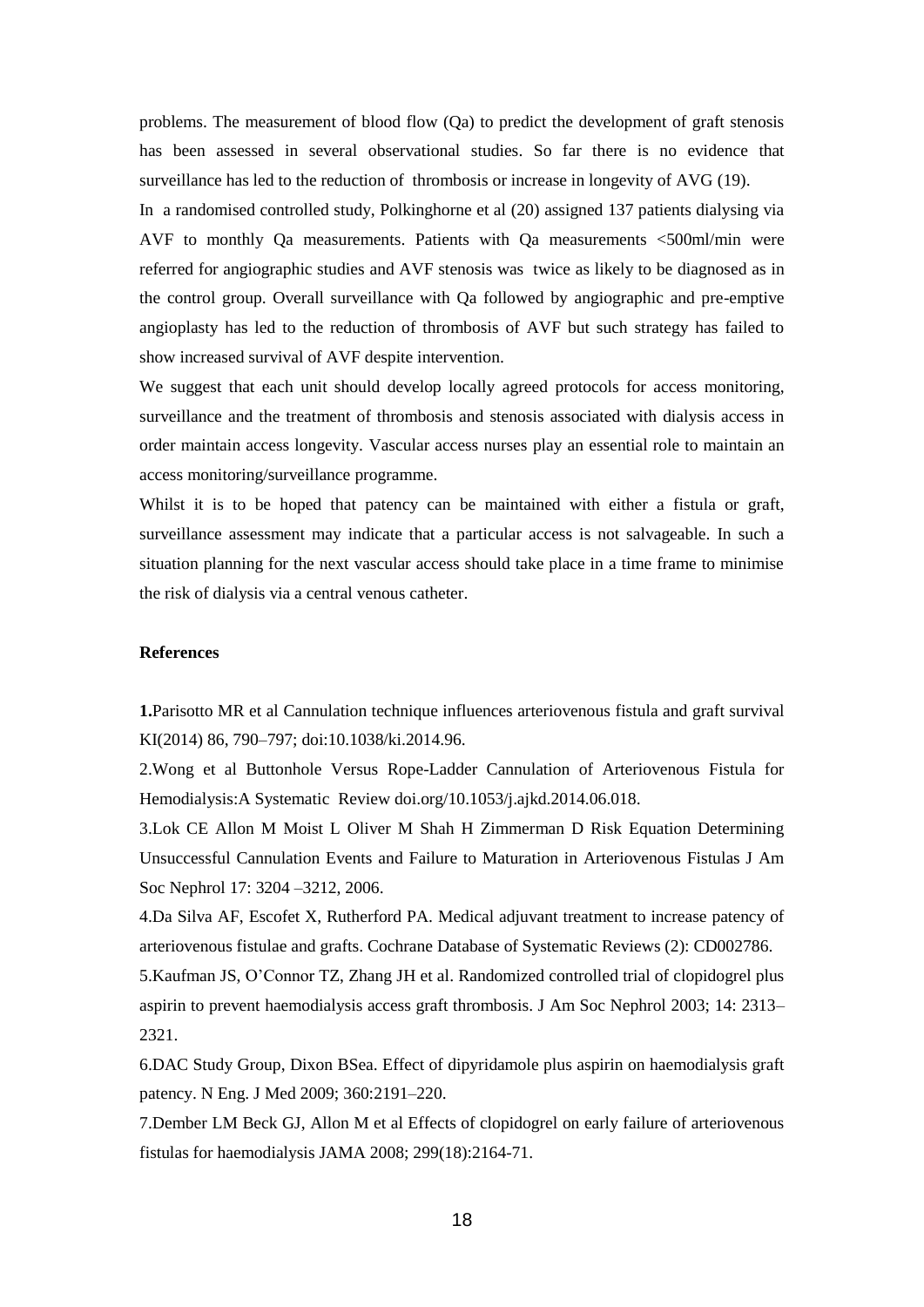problems. The measurement of blood flow (Qa) to predict the development of graft stenosis has been assessed in several observational studies. So far there is no evidence that surveillance has led to the reduction of thrombosis or increase in longevity of AVG (19).

In a randomised controlled study, Polkinghorne et al (20) assigned 137 patients dialysing via AVF to monthly Qa measurements. Patients with Qa measurements <500ml/min were referred for angiographic studies and AVF stenosis was twice as likely to be diagnosed as in the control group. Overall surveillance with Qa followed by angiographic and pre-emptive angioplasty has led to the reduction of thrombosis of AVF but such strategy has failed to show increased survival of AVF despite intervention.

We suggest that each unit should develop locally agreed protocols for access monitoring, surveillance and the treatment of thrombosis and stenosis associated with dialysis access in order maintain access longevity. Vascular access nurses play an essential role to maintain an access monitoring/surveillance programme.

Whilst it is to be hoped that patency can be maintained with either a fistula or graft, surveillance assessment may indicate that a particular access is not salvageable. In such a situation planning for the next vascular access should take place in a time frame to minimise the risk of dialysis via a central venous catheter.

**References**

**1.**Parisotto MR et al Cannulation technique influences arteriovenous fistula and graft survival KI(2014) 86, 790–797; doi:10.1038/ki.2014.96.

2.Wong et al Buttonhole Versus Rope-Ladder Cannulation of Arteriovenous Fistula for Hemodialysis:A Systematic Review doi.org/10.1053/j.ajkd.2014.06.018.

3.Lok CE Allon M Moist L Oliver M Shah H Zimmerman D Risk Equation Determining Unsuccessful Cannulation Events and Failure to Maturation in Arteriovenous Fistulas J Am Soc Nephrol 17: 3204 –3212, 2006.

4.Da Silva AF, Escofet X, Rutherford PA. Medical adjuvant treatment to increase patency of arteriovenous fistulae and grafts. Cochrane Database of Systematic Reviews (2): CD002786.

5.Kaufman JS, O'Connor TZ, Zhang JH et al. Randomized controlled trial of clopidogrel plus aspirin to prevent haemodialysis access graft thrombosis. J Am Soc Nephrol 2003; 14: 2313–2321.

6.DAC Study Group, Dixon BSea. Effect of dipyridamole plus aspirin on haemodialysis graft patency. N Eng. J Med 2009; 360:2191–220.

7.Dember LM Beck GJ, Allon M et al Effects of clopidogrel on early failure of arteriovenous fistulas for haemodialysis JAMA 2008; 299(18):2164-71.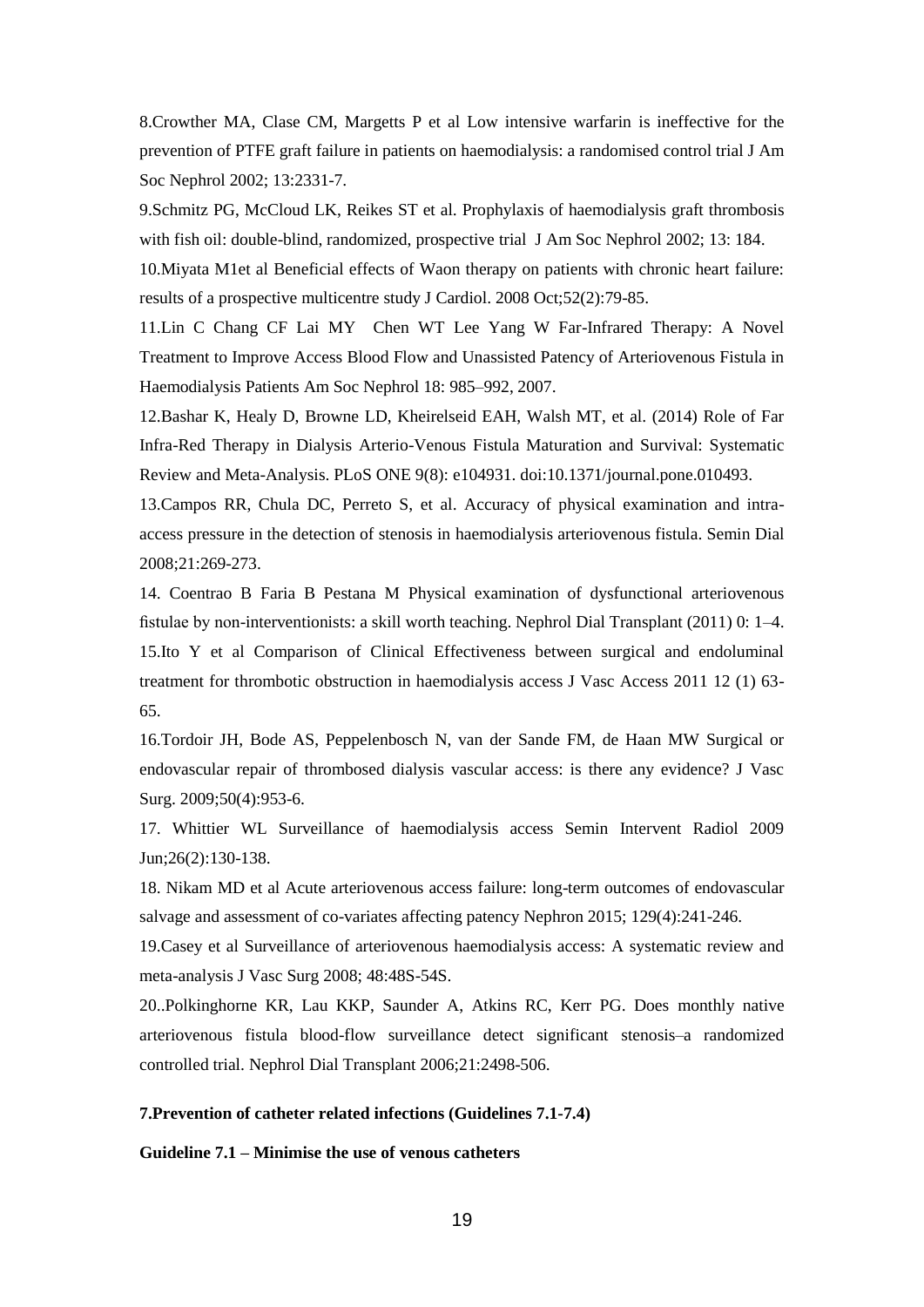8.Crowther MA, Clase CM, Margetts P et al Low intensive warfarin is ineffective for the prevention of PTFE graft failure in patients on haemodialysis: a randomised control trial J Am Soc Nephrol 2002; 13:2331-7.

9.Schmitz PG, McCloud LK, Reikes ST et al. Prophylaxis of haemodialysis graft thrombosis with fish oil: double-blind, randomized, prospective trial J Am Soc Nephrol 2002; 13: 184.

10.Miyata M1et al Beneficial effects of Waon therapy on patients with chronic heart failure: results of a prospective multicentre study J Cardiol. 2008 Oct;52(2):79-85.

11.Lin C Chang CF Lai MY Chen WT Lee Yang W Far-Infrared Therapy: A Novel Treatment to Improve Access Blood Flow and Unassisted Patency of Arteriovenous Fistula in Haemodialysis Patients Am Soc Nephrol 18: 985–992, 2007.

12.Bashar K, Healy D, Browne LD, Kheirelseid EAH, Walsh MT, et al. (2014) Role of Far Infra-Red Therapy in Dialysis Arterio-Venous Fistula Maturation and Survival: Systematic Review and Meta-Analysis. PLoS ONE 9(8): e104931. doi:10.1371/journal.pone.010493.

13.Campos RR, Chula DC, Perreto S, et al. Accuracy of physical examination and intra-access pressure in the detection of stenosis in haemodialysis arteriovenous fistula. Semin Dial 2008;21:269-273.

14. Coentrao B Faria B Pestana M Physical examination of dysfunctional arteriovenous fistulae by non-interventionists: a skill worth teaching. Nephrol Dial Transplant (2011) 0: 1–4.

15.Ito Y et al Comparison of Clinical Effectiveness between surgical and endoluminal treatment for thrombotic obstruction in haemodialysis access J Vasc Access 2011 12 (1) 63-65.

16.Tordoir JH, Bode AS, Peppelenbosch N, van der Sande FM, de Haan MW Surgical or endovascular repair of thrombosed dialysis vascular access: is there any evidence? J Vasc Surg. 2009;50(4):953-6.

17. Whittier WL Surveillance of haemodialysis access Semin Intervent Radiol 2009 Jun;26(2):130-138.

18. Nikam MD et al Acute arteriovenous access failure: long-term outcomes of endovascular salvage and assessment of co-variates affecting patency Nephron 2015; 129(4):241-246.

19.Casey et al Surveillance of arteriovenous haemodialysis access: A systematic review and meta-analysis J Vasc Surg 2008; 48:48S-54S.

20..Polkinghorne KR, Lau KKP, Saunder A, Atkins RC, Kerr PG. Does monthly native arteriovenous fistula blood-flow surveillance detect significant stenosis–a randomized controlled trial. Nephrol Dial Transplant 2006;21:2498-506.

## 7.Prevention of catheter related infections (Guidelines 7.1-7.4)

### Guideline 7.1 – Minimise the use of venous catheters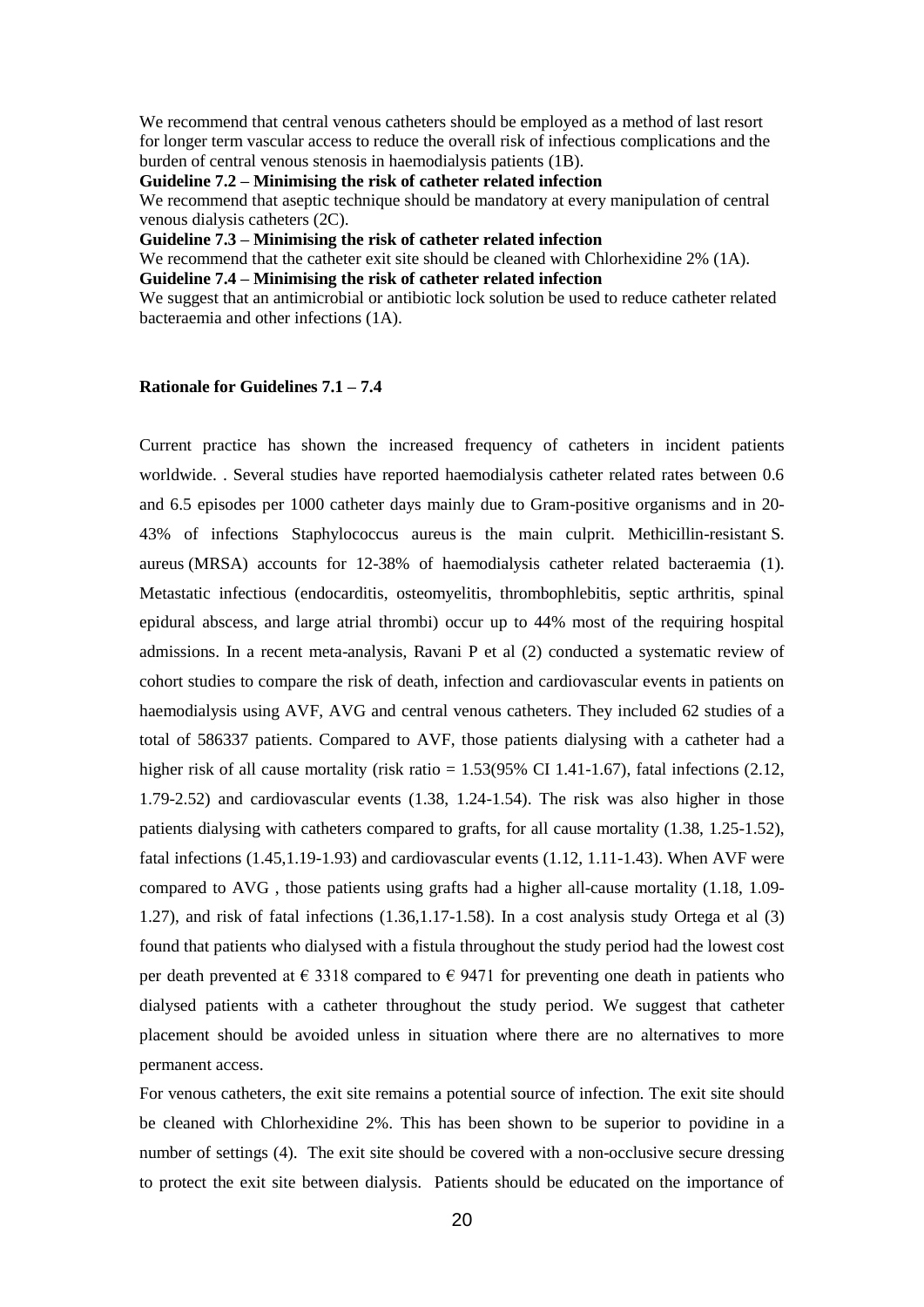We recommend that central venous catheters should be employed as a method of last resort for longer term vascular access to reduce the overall risk of infectious complications and the burden of central venous stenosis in haemodialysis patients (1B).

**Guideline 7.2 – Minimising the risk of catheter related infection**

We recommend that aseptic technique should be mandatory at every manipulation of central venous dialysis catheters (2C).

**Guideline 7.3 – Minimising the risk of catheter related infection**

We recommend that the catheter exit site should be cleaned with Chlorhexidine 2% (1A).

**Guideline 7.4 – Minimising the risk of catheter related infection**

We suggest that an antimicrobial or antibiotic lock solution be used to reduce catheter related bacteraemia and other infections (1A).

**Rationale for Guidelines 7.1 – 7.4**

Current practice has shown the increased frequency of catheters in incident patients worldwide. . Several studies have reported haemodialysis catheter related rates between 0.6 and 6.5 episodes per 1000 catheter days mainly due to Gram-positive organisms and in 20-43% of infections Staphylococcus aureus is the main culprit. Methicillin-resistant S. aureus (MRSA) accounts for 12-38% of haemodialysis catheter related bacteraemia (1). Metastatic infectious (endocarditis, osteomyelitis, thrombophlebitis, septic arthritis, spinal epidural abscess, and large atrial thrombi) occur up to 44% most of the requiring hospital admissions. In a recent meta-analysis, Ravani P et al (2) conducted a systematic review of cohort studies to compare the risk of death, infection and cardiovascular events in patients on haemodialysis using AVF, AVG and central venous catheters. They included 62 studies of a total of 586337 patients. Compared to AVF, those patients dialysing with a catheter had a higher risk of all cause mortality (risk ratio = 1.53(95% CI 1.41-1.67), fatal infections (2.12, 1.79-2.52) and cardiovascular events (1.38, 1.24-1.54). The risk was also higher in those patients dialysing with catheters compared to grafts, for all cause mortality (1.38, 1.25-1.52), fatal infections (1.45,1.19-1.93) and cardiovascular events (1.12, 1.11-1.43). When AVF were compared to AVG , those patients using grafts had a higher all-cause mortality (1.18, 1.09-1.27), and risk of fatal infections (1.36,1.17-1.58). In a cost analysis study Ortega et al (3) found that patients who dialysed with a fistula throughout the study period had the lowest cost per death prevented at € 3318 compared to € 9471 for preventing one death in patients who dialysed patients with a catheter throughout the study period. We suggest that catheter placement should be avoided unless in situation where there are no alternatives to more permanent access.

For venous catheters, the exit site remains a potential source of infection. The exit site should be cleaned with Chlorhexidine 2%. This has been shown to be superior to povidine in a number of settings (4). The exit site should be covered with a non-occlusive secure dressing to protect the exit site between dialysis. Patients should be educated on the importance of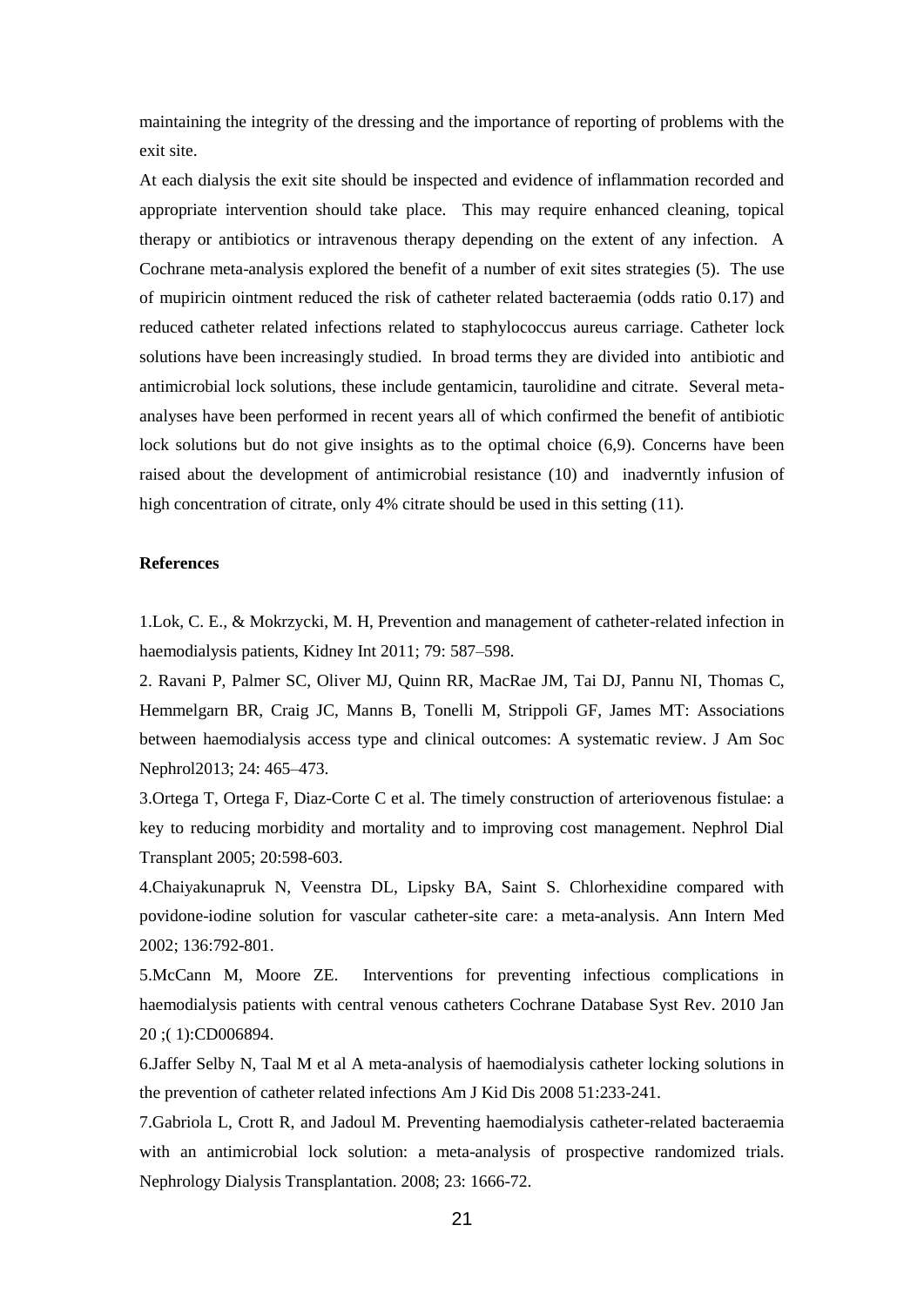maintaining the integrity of the dressing and the importance of reporting of problems with the exit site.

At each dialysis the exit site should be inspected and evidence of inflammation recorded and appropriate intervention should take place. This may require enhanced cleaning, topical therapy or antibiotics or intravenous therapy depending on the extent of any infection. A Cochrane meta-analysis explored the benefit of a number of exit sites strategies (5). The use of mupiricin ointment reduced the risk of catheter related bacteraemia (odds ratio 0.17) and reduced catheter related infections related to staphylococcus aureus carriage. Catheter lock solutions have been increasingly studied. In broad terms they are divided into antibiotic and antimicrobial lock solutions, these include gentamicin, taurolidine and citrate. Several meta-analyses have been performed in recent years all of which confirmed the benefit of antibiotic lock solutions but do not give insights as to the optimal choice (6,9). Concerns have been raised about the development of antimicrobial resistance (10) and inadverntly infusion of high concentration of citrate, only 4% citrate should be used in this setting (11).

**References**

1.Lok, C. E., & Mokrzycki, M. H, Prevention and management of catheter-related infection in haemodialysis patients, Kidney Int 2011; 79: 587–598.

2. Ravani P, Palmer SC, Oliver MJ, Quinn RR, MacRae JM, Tai DJ, Pannu NI, Thomas C, Hemmelgarn BR, Craig JC, Manns B, Tonelli M, Strippoli GF, James MT: Associations between haemodialysis access type and clinical outcomes: A systematic review. J Am Soc Nephrol2013; 24: 465–473.

3.Ortega T, Ortega F, Diaz-Corte C et al. The timely construction of arteriovenous fistulae: a key to reducing morbidity and mortality and to improving cost management. Nephrol Dial Transplant 2005; 20:598-603.

4.Chaiyakunapruk N, Veenstra DL, Lipsky BA, Saint S. Chlorhexidine compared with povidone-iodine solution for vascular catheter-site care: a meta-analysis. Ann Intern Med 2002; 136:792-801.

5.McCann M, Moore ZE. Interventions for preventing infectious complications in haemodialysis patients with central venous catheters Cochrane Database Syst Rev. 2010 Jan 20 ;( 1):CD006894.

6.Jaffer Selby N, Taal M et al A meta-analysis of haemodialysis catheter locking solutions in the prevention of catheter related infections Am J Kid Dis 2008 51:233-241.

7.Gabriola L, Crott R, and Jadoul M. Preventing haemodialysis catheter-related bacteraemia with an antimicrobial lock solution: a meta-analysis of prospective randomized trials. Nephrology Dialysis Transplantation. 2008; 23: 1666-72.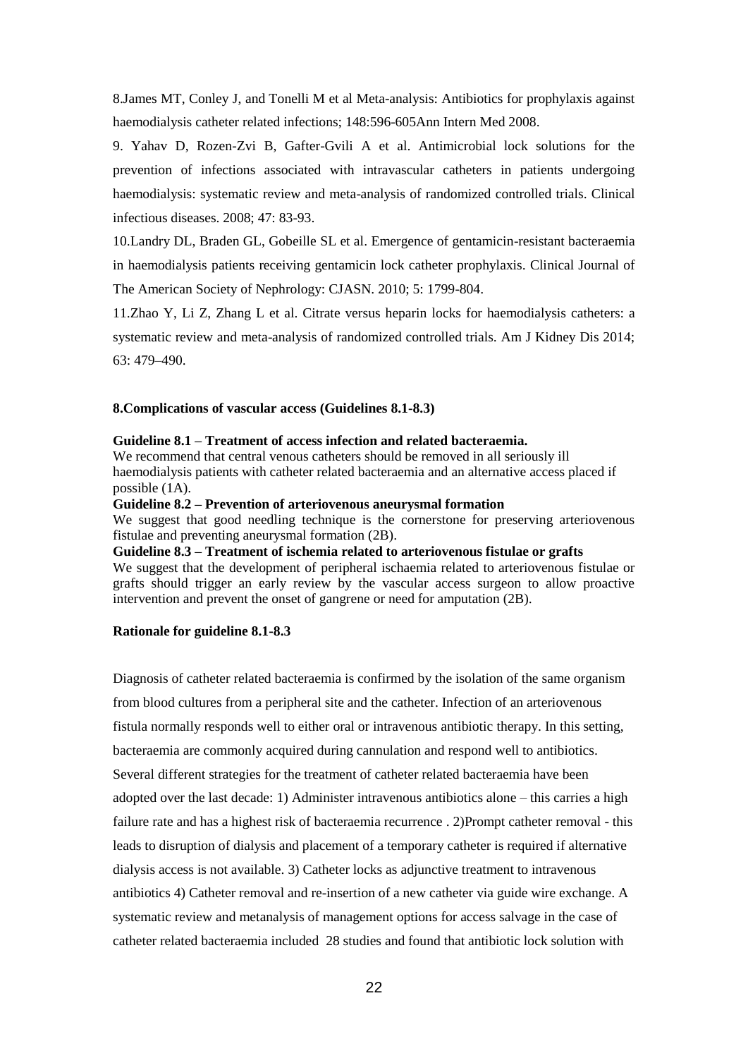8.James MT, Conley J, and Tonelli M et al Meta-analysis: Antibiotics for prophylaxis against haemodialysis catheter related infections; 148:596-605Ann Intern Med 2008.

9. Yahav D, Rozen-Zvi B, Gafter-Gvili A et al. Antimicrobial lock solutions for the prevention of infections associated with intravascular catheters in patients undergoing haemodialysis: systematic review and meta-analysis of randomized controlled trials. Clinical infectious diseases. 2008; 47: 83-93.

10.Landry DL, Braden GL, Gobeille SL et al. Emergence of gentamicin-resistant bacteraemia in haemodialysis patients receiving gentamicin lock catheter prophylaxis. Clinical Journal of The American Society of Nephrology: CJASN. 2010; 5: 1799-804.

11.Zhao Y, Li Z, Zhang L et al. Citrate versus heparin locks for haemodialysis catheters: a systematic review and meta-analysis of randomized controlled trials. Am J Kidney Dis 2014; 63: 479–490.

## 8.Complications of vascular access (Guidelines 8.1-8.3)

**Guideline 8.1 – Treatment of access infection and related bacteraemia.**

We recommend that central venous catheters should be removed in all seriously ill haemodialysis patients with catheter related bacteraemia and an alternative access placed if possible (1A).

**Guideline 8.2 – Prevention of arteriovenous aneurysmal formation**

We suggest that good needling technique is the cornerstone for preserving arteriovenous fistulae and preventing aneurysmal formation (2B).

**Guideline 8.3 – Treatment of ischemia related to arteriovenous fistulae or grafts**

We suggest that the development of peripheral ischaemia related to arteriovenous fistulae or grafts should trigger an early review by the vascular access surgeon to allow proactive intervention and prevent the onset of gangrene or need for amputation (2B).

### Rationale for guideline 8.1-8.3

Diagnosis of catheter related bacteraemia is confirmed by the isolation of the same organism from blood cultures from a peripheral site and the catheter. Infection of an arteriovenous fistula normally responds well to either oral or intravenous antibiotic therapy. In this setting, bacteraemia are commonly acquired during cannulation and respond well to antibiotics. Several different strategies for the treatment of catheter related bacteraemia have been adopted over the last decade: 1) Administer intravenous antibiotics alone – this carries a high failure rate and has a highest risk of bacteraemia recurrence . 2)Prompt catheter removal - this leads to disruption of dialysis and placement of a temporary catheter is required if alternative dialysis access is not available. 3) Catheter locks as adjunctive treatment to intravenous antibiotics 4) Catheter removal and re-insertion of a new catheter via guide wire exchange. A systematic review and metanalysis of management options for access salvage in the case of catheter related bacteraemia included 28 studies and found that antibiotic lock solution with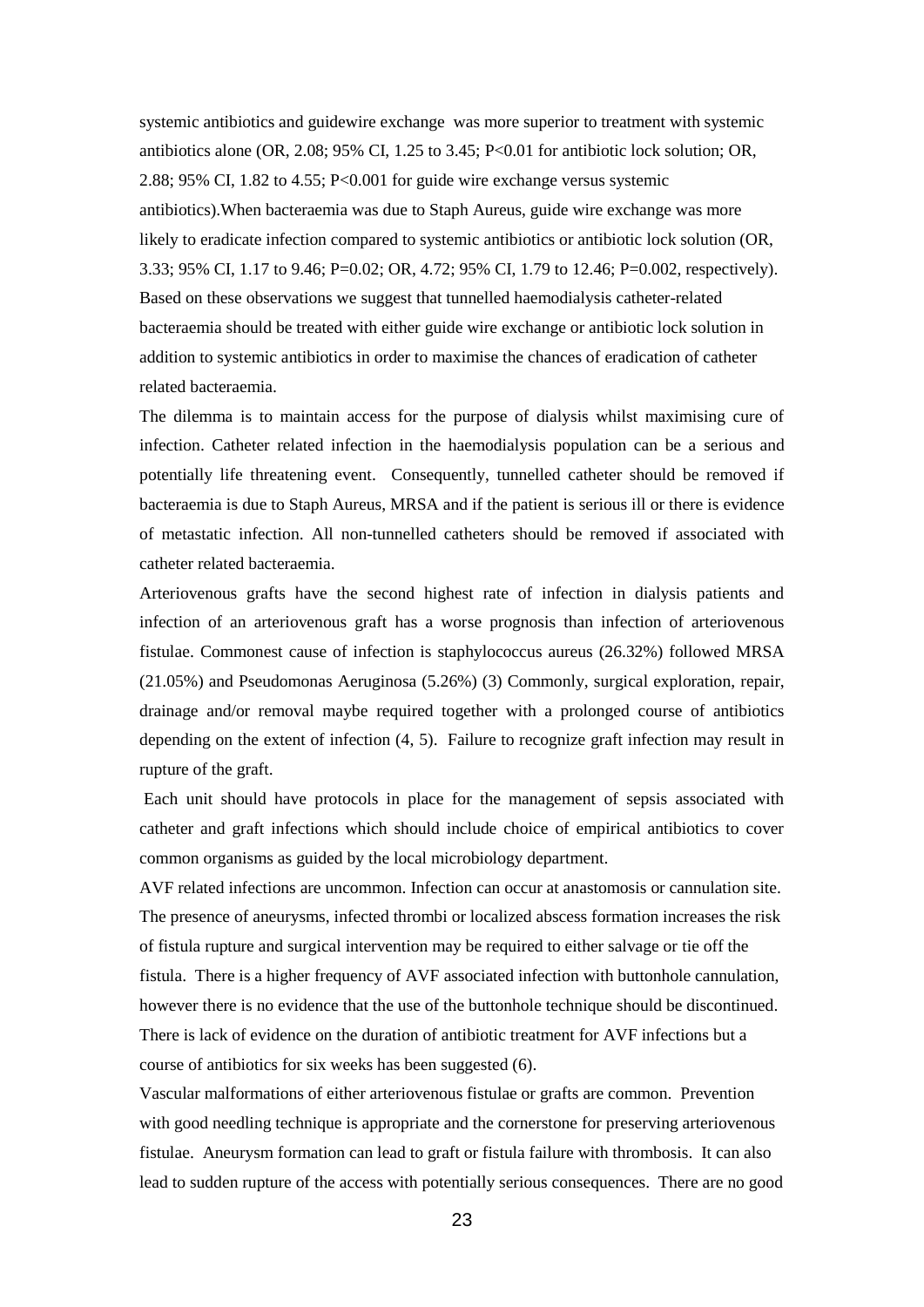systemic antibiotics and guidewire exchange was more superior to treatment with systemic antibiotics alone (OR, 2.08; 95% CI, 1.25 to 3.45; $P<0.01$ for antibiotic lock solution; OR, 2.88; 95% CI, 1.82 to 4.55; $P<0.001$ for guide wire exchange versus systemic antibiotics).When bacteraemia was due to Staph Aureus, guide wire exchange was more likely to eradicate infection compared to systemic antibiotics or antibiotic lock solution (OR, 3.33; 95% CI, 1.17 to 9.46; P=0.02; OR, 4.72; 95% CI, 1.79 to 12.46; P=0.002, respectively). Based on these observations we suggest that tunnelled haemodialysis catheter-related bacteraemia should be treated with either guide wire exchange or antibiotic lock solution in addition to systemic antibiotics in order to maximise the chances of eradication of catheter related bacteraemia.

The dilemma is to maintain access for the purpose of dialysis whilst maximising cure of infection. Catheter related infection in the haemodialysis population can be a serious and potentially life threatening event. Consequently, tunnelled catheter should be removed if bacteraemia is due to Staph Aureus, MRSA and if the patient is serious ill or there is evidence of metastatic infection. All non-tunnelled catheters should be removed if associated with catheter related bacteraemia.

Arteriovenous grafts have the second highest rate of infection in dialysis patients and infection of an arteriovenous graft has a worse prognosis than infection of arteriovenous fistulae. Commonest cause of infection is staphylococcus aureus (26.32%) followed MRSA (21.05%) and Pseudomonas Aeruginosa (5.26%) (3) Commonly, surgical exploration, repair, drainage and/or removal maybe required together with a prolonged course of antibiotics depending on the extent of infection (4, 5). Failure to recognize graft infection may result in rupture of the graft.

Each unit should have protocols in place for the management of sepsis associated with catheter and graft infections which should include choice of empirical antibiotics to cover common organisms as guided by the local microbiology department.

AVF related infections are uncommon. Infection can occur at anastomosis or cannulation site. The presence of aneurysms, infected thrombi or localized abscess formation increases the risk of fistula rupture and surgical intervention may be required to either salvage or tie off the fistula. There is a higher frequency of AVF associated infection with buttonhole cannulation, however there is no evidence that the use of the buttonhole technique should be discontinued. There is lack of evidence on the duration of antibiotic treatment for AVF infections but a course of antibiotics for six weeks has been suggested (6).

Vascular malformations of either arteriovenous fistulae or grafts are common. Prevention with good needling technique is appropriate and the cornerstone for preserving arteriovenous fistulae. Aneurysm formation can lead to graft or fistula failure with thrombosis. It can also lead to sudden rupture of the access with potentially serious consequences. There are no good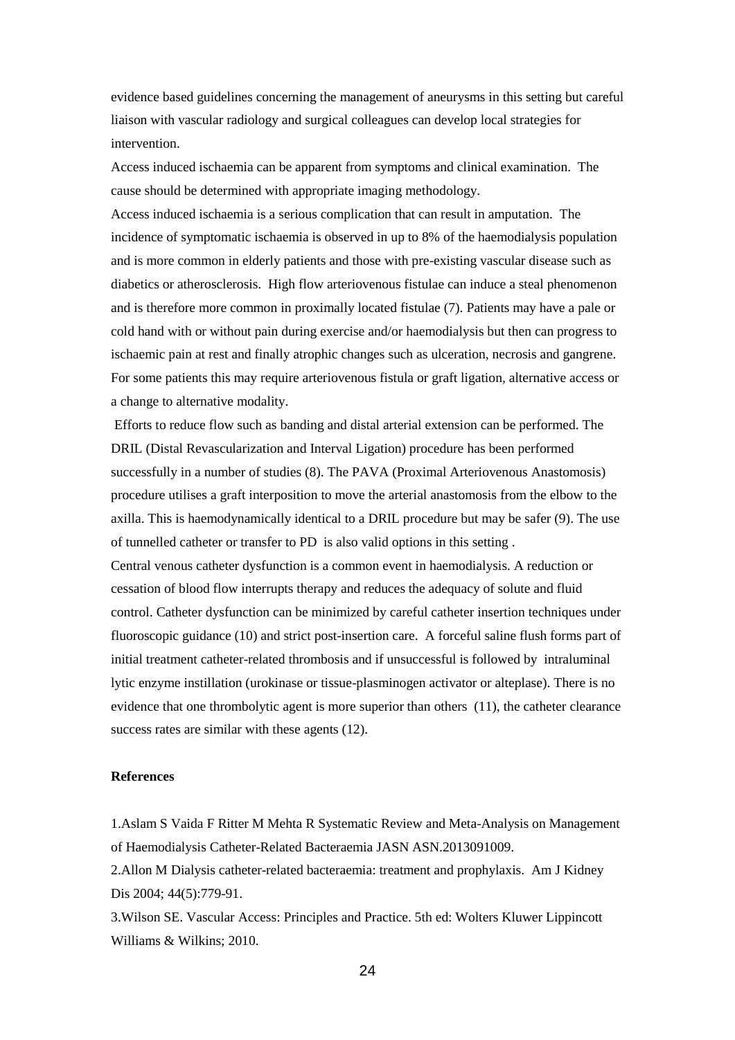evidence based guidelines concerning the management of aneurysms in this setting but careful liaison with vascular radiology and surgical colleagues can develop local strategies for intervention.

Access induced ischaemia can be apparent from symptoms and clinical examination. The cause should be determined with appropriate imaging methodology.

Access induced ischaemia is a serious complication that can result in amputation. The incidence of symptomatic ischaemia is observed in up to 8% of the haemodialysis population and is more common in elderly patients and those with pre-existing vascular disease such as diabetics or atherosclerosis. High flow arteriovenous fistulae can induce a steal phenomenon and is therefore more common in proximally located fistulae (7). Patients may have a pale or cold hand with or without pain during exercise and/or haemodialysis but then can progress to ischaemic pain at rest and finally atrophic changes such as ulceration, necrosis and gangrene. For some patients this may require arteriovenous fistula or graft ligation, alternative access or a change to alternative modality.

Efforts to reduce flow such as banding and distal arterial extension can be performed. The DRIL (Distal Revascularization and Interval Ligation) procedure has been performed successfully in a number of studies (8). The PAVA (Proximal Arteriovenous Anastomosis) procedure utilises a graft interposition to move the arterial anastomosis from the elbow to the axilla. This is haemodynamically identical to a DRIL procedure but may be safer (9). The use of tunnelled catheter or transfer to PD is also valid options in this setting .

Central venous catheter dysfunction is a common event in haemodialysis. A reduction or cessation of blood flow interrupts therapy and reduces the adequacy of solute and fluid control. Catheter dysfunction can be minimized by careful catheter insertion techniques under fluoroscopic guidance (10) and strict post-insertion care. A forceful saline flush forms part of initial treatment catheter-related thrombosis and if unsuccessful is followed by intraluminal lytic enzyme instillation (urokinase or tissue-plasminogen activator or alteplase). There is no evidence that one thrombolytic agent is more superior than others (11), the catheter clearance success rates are similar with these agents (12).

**References**

1.Aslam S Vaida F Ritter M Mehta R Systematic Review and Meta-Analysis on Management of Haemodialysis Catheter-Related Bacteraemia JASN ASN.2013091009.

2.Allon M Dialysis catheter-related bacteraemia: treatment and prophylaxis. Am J Kidney Dis 2004; 44(5):779-91.

3.Wilson SE. Vascular Access: Principles and Practice. 5th ed: Wolters Kluwer Lippincott Williams & Wilkins; 2010.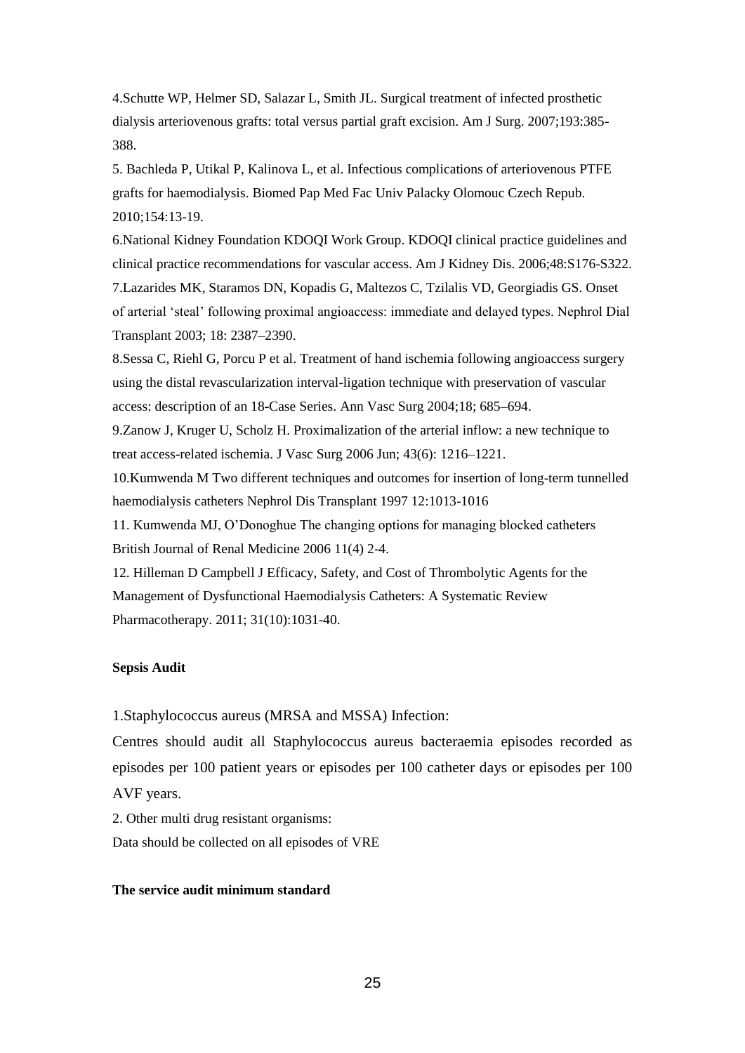4.Schutte WP, Helmer SD, Salazar L, Smith JL. Surgical treatment of infected prosthetic dialysis arteriovenous grafts: total versus partial graft excision. Am J Surg. 2007;193:385-388.

5. Bachleda P, Utikal P, Kalinova L, et al. Infectious complications of arteriovenous PTFE grafts for haemodialysis. Biomed Pap Med Fac Univ Palacky Olomouc Czech Repub. 2010;154:13-19.

6.National Kidney Foundation KDOQI Work Group. KDOQI clinical practice guidelines and clinical practice recommendations for vascular access. Am J Kidney Dis. 2006;48:S176-S322.

7.Lazarides MK, Staramos DN, Kopadis G, Maltezos C, Tzilalis VD, Georgiadis GS. Onset of arterial 'steal' following proximal angioaccess: immediate and delayed types. Nephrol Dial Transplant 2003; 18: 2387–2390.

8.Sessa C, Riehl G, Porcu P et al. Treatment of hand ischemia following angioaccess surgery using the distal revascularization interval-ligation technique with preservation of vascular access: description of an 18-Case Series. Ann Vasc Surg 2004;18; 685–694.

9.Zanow J, Kruger U, Scholz H. Proximalization of the arterial inflow: a new technique to treat access-related ischemia. J Vasc Surg 2006 Jun; 43(6): 1216–1221.

10.Kumwenda M Two different techniques and outcomes for insertion of long-term tunnelled haemodialysis catheters Nephrol Dis Transplant 1997 12:1013-1016

11. Kumwenda MJ, O'Donoghue The changing options for managing blocked catheters British Journal of Renal Medicine 2006 11(4) 2-4.

12. Hilleman D Campbell J Efficacy, Safety, and Cost of Thrombolytic Agents for the Management of Dysfunctional Haemodialysis Catheters: A Systematic Review Pharmacotherapy. 2011; 31(10):1031-40.

**Sepsis Audit**

1.Staphylococcus aureus (MRSA and MSSA) Infection:

Centres should audit all Staphylococcus aureus bacteraemia episodes recorded as episodes per 100 patient years or episodes per 100 catheter days or episodes per 100 AVF years.

2. Other multi drug resistant organisms:

Data should be collected on all episodes of VRE

**The service audit minimum standard**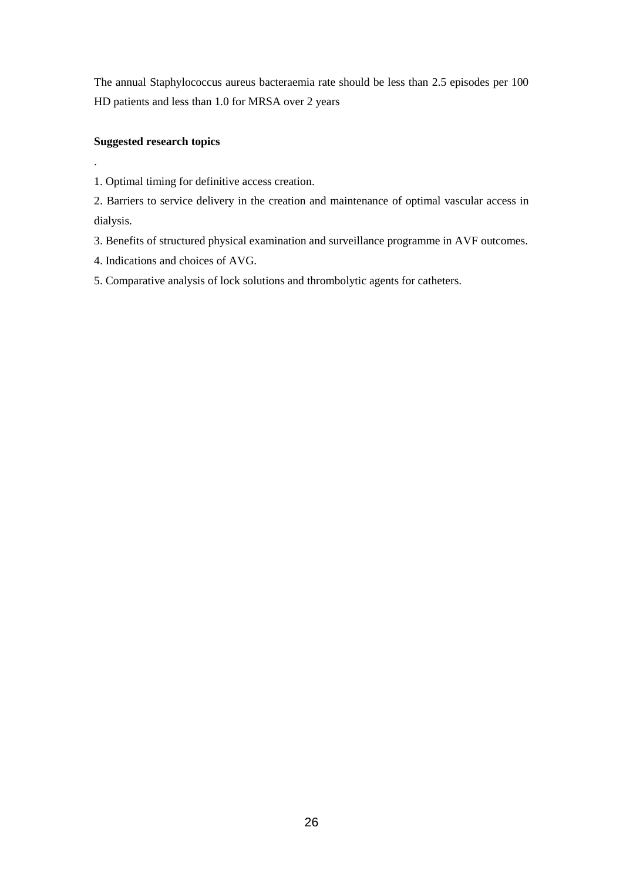The annual Staphylococcus aureus bacteraemia rate should be less than 2.5 episodes per 100 HD patients and less than 1.0 for MRSA over 2 years

**Suggested research topics**

.

1. Optimal timing for definitive access creation.
2. Barriers to service delivery in the creation and maintenance of optimal vascular access in dialysis.
3. Benefits of structured physical examination and surveillance programme in AVF outcomes.
4. Indications and choices of AVG.
5. Comparative analysis of lock solutions and thrombolytic agents for catheters.